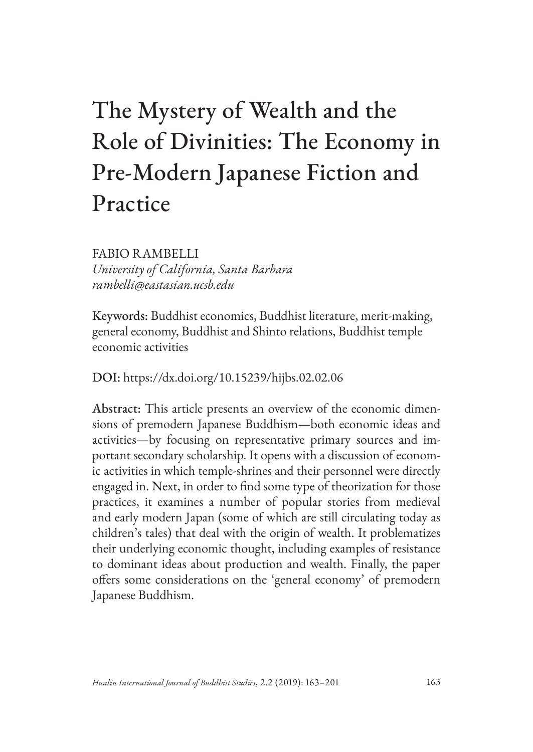# The Mystery of Wealth and the Role of Divinities: The Economy in Pre-Modern Japanese Fiction and Practice

FABIO RAMBELLI
*University of California, Santa Barbara*
*rambelli@eastasian.ucsb.edu*

**Keywords:** Buddhist economics, Buddhist literature, merit-making, general economy, Buddhist and Shinto relations, Buddhist temple economic activities

**DOI:** https://dx.doi.org/10.15239/hijbs.02.02.06

**Abstract:** This article presents an overview of the economic dimensions of premodern Japanese Buddhism—both economic ideas and activities—by focusing on representative primary sources and important secondary scholarship. It opens with a discussion of economic activities in which temple-shrines and their personnel were directly engaged in. Next, in order to find some type of theorization for those practices, it examines a number of popular stories from medieval and early modern Japan (some of which are still circulating today as children's tales) that deal with the origin of wealth. It problematizes their underlying economic thought, including examples of resistance to dominant ideas about production and wealth. Finally, the paper offers some considerations on the 'general economy' of premodern Japanese Buddhism.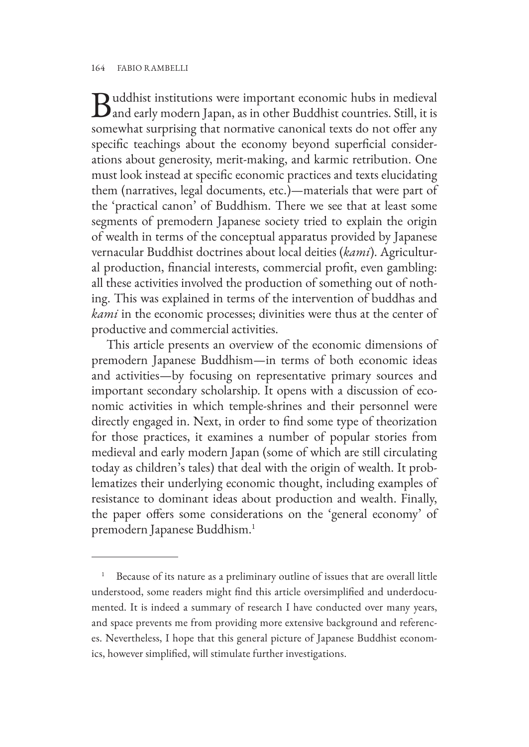Buddhist institutions were important economic hubs in medieval and early modern Japan, as in other Buddhist countries. Still, it is somewhat surprising that normative canonical texts do not offer any specific teachings about the economy beyond superficial considerations about generosity, merit-making, and karmic retribution. One must look instead at specific economic practices and texts elucidating them (narratives, legal documents, etc.)—materials that were part of the 'practical canon' of Buddhism. There we see that at least some segments of premodern Japanese society tried to explain the origin of wealth in terms of the conceptual apparatus provided by Japanese vernacular Buddhist doctrines about local deities (*kami*). Agricultural production, financial interests, commercial profit, even gambling: all these activities involved the production of something out of nothing. This was explained in terms of the intervention of buddhas and *kami* in the economic processes; divinities were thus at the center of productive and commercial activities.

This article presents an overview of the economic dimensions of premodern Japanese Buddhism—in terms of both economic ideas and activities—by focusing on representative primary sources and important secondary scholarship. It opens with a discussion of economic activities in which temple-shrines and their personnel were directly engaged in. Next, in order to find some type of theorization for those practices, it examines a number of popular stories from medieval and early modern Japan (some of which are still circulating today as children's tales) that deal with the origin of wealth. It problematizes their underlying economic thought, including examples of resistance to dominant ideas about production and wealth. Finally, the paper offers some considerations on the 'general economy' of premodern Japanese Buddhism.[1]

---

[1] Because of its nature as a preliminary outline of issues that are overall little understood, some readers might find this article oversimplified and underdocumented. It is indeed a summary of research I have conducted over many years, and space prevents me from providing more extensive background and references. Nevertheless, I hope that this general picture of Japanese Buddhist economics, however simplified, will stimulate further investigations.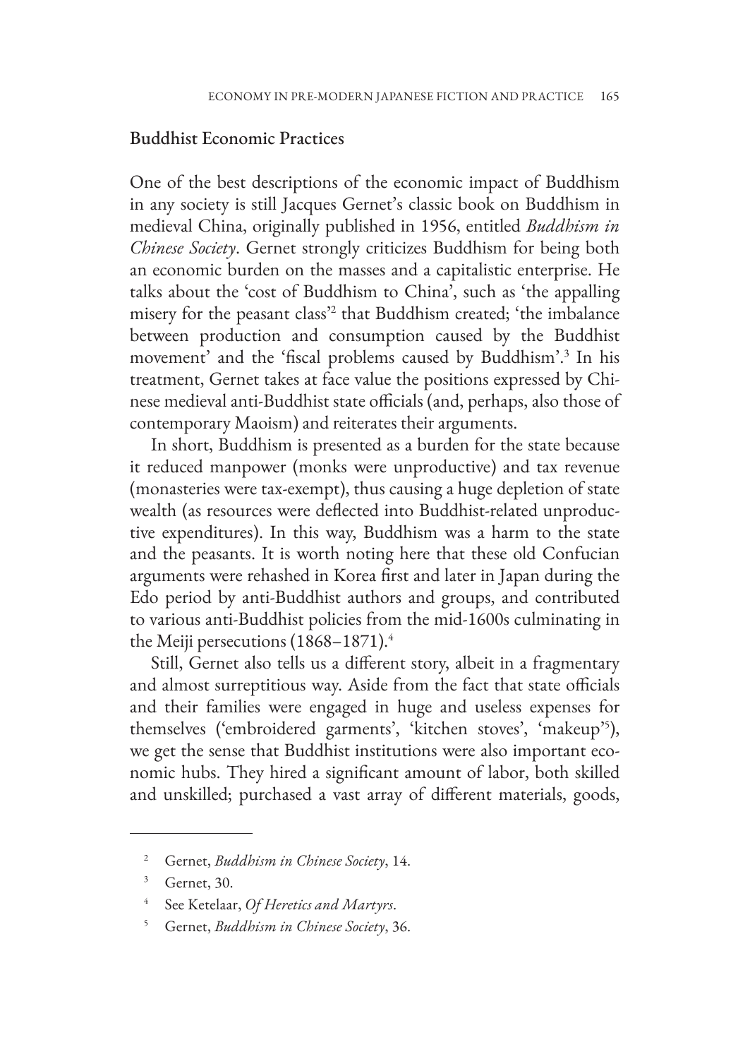## Buddhist Economic Practices

One of the best descriptions of the economic impact of Buddhism in any society is still Jacques Gernet's classic book on Buddhism in medieval China, originally published in 1956, entitled *Buddhism in Chinese Society*. Gernet strongly criticizes Buddhism for being both an economic burden on the masses and a capitalistic enterprise. He talks about the 'cost of Buddhism to China', such as 'the appalling misery for the peasant class'[2] that Buddhism created; 'the imbalance between production and consumption caused by the Buddhist movement' and the 'fiscal problems caused by Buddhism'.[3] In his treatment, Gernet takes at face value the positions expressed by Chinese medieval anti-Buddhist state officials (and, perhaps, also those of contemporary Maoism) and reiterates their arguments.

In short, Buddhism is presented as a burden for the state because it reduced manpower (monks were unproductive) and tax revenue (monasteries were tax-exempt), thus causing a huge depletion of state wealth (as resources were deflected into Buddhist-related unproductive expenditures). In this way, Buddhism was a harm to the state and the peasants. It is worth noting here that these old Confucian arguments were rehashed in Korea first and later in Japan during the Edo period by anti-Buddhist authors and groups, and contributed to various anti-Buddhist policies from the mid-1600s culminating in the Meiji persecutions (1868–1871).[4]

Still, Gernet also tells us a different story, albeit in a fragmentary and almost surreptitious way. Aside from the fact that state officials and their families were engaged in huge and useless expenses for themselves ('embroidered garments', 'kitchen stoves', 'makeup'[5]), we get the sense that Buddhist institutions were also important economic hubs. They hired a significant amount of labor, both skilled and unskilled; purchased a vast array of different materials, goods,

---

[2] Gernet, *Buddhism in Chinese Society*, 14.

[3] Gernet, 30.

[4] See Ketelaar, *Of Heretics and Martyrs*.

[5] Gernet, *Buddhism in Chinese Society*, 36.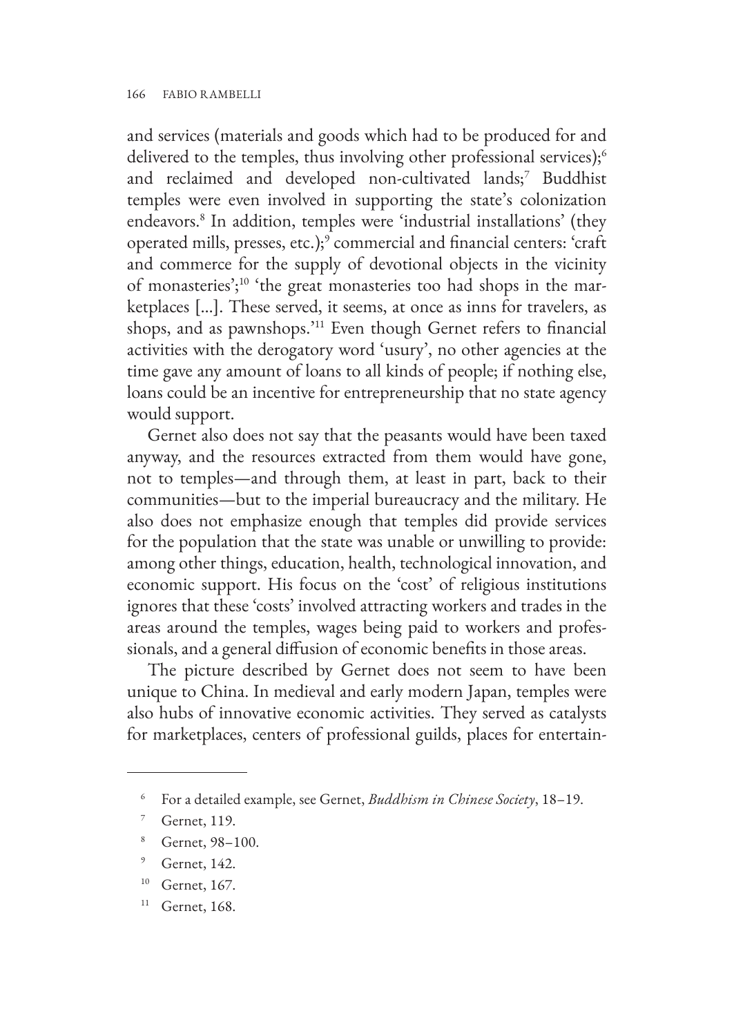and services (materials and goods which had to be produced for and delivered to the temples, thus involving other professional services);[6] and reclaimed and developed non-cultivated lands;[7] Buddhist temples were even involved in supporting the state's colonization endeavors.[8] In addition, temples were 'industrial installations' (they operated mills, presses, etc.);[9] commercial and financial centers: 'craft and commerce for the supply of devotional objects in the vicinity of monasteries';[10] 'the great monasteries too had shops in the marketplaces [...]. These served, it seems, at once as inns for travelers, as shops, and as pawnshops.'[11] Even though Gernet refers to financial activities with the derogatory word 'usury', no other agencies at the time gave any amount of loans to all kinds of people; if nothing else, loans could be an incentive for entrepreneurship that no state agency would support.

Gernet also does not say that the peasants would have been taxed anyway, and the resources extracted from them would have gone, not to temples—and through them, at least in part, back to their communities—but to the imperial bureaucracy and the military. He also does not emphasize enough that temples did provide services for the population that the state was unable or unwilling to provide: among other things, education, health, technological innovation, and economic support. His focus on the 'cost' of religious institutions ignores that these 'costs' involved attracting workers and trades in the areas around the temples, wages being paid to workers and professionals, and a general diffusion of economic benefits in those areas.

The picture described by Gernet does not seem to have been unique to China. In medieval and early modern Japan, temples were also hubs of innovative economic activities. They served as catalysts for marketplaces, centers of professional guilds, places for entertain-

---

[6] For a detailed example, see Gernet, *Buddhism in Chinese Society*, 18–19.

[7] Gernet, 119.

[8] Gernet, 98–100.

[9] Gernet, 142.

[10] Gernet, 167.

[11] Gernet, 168.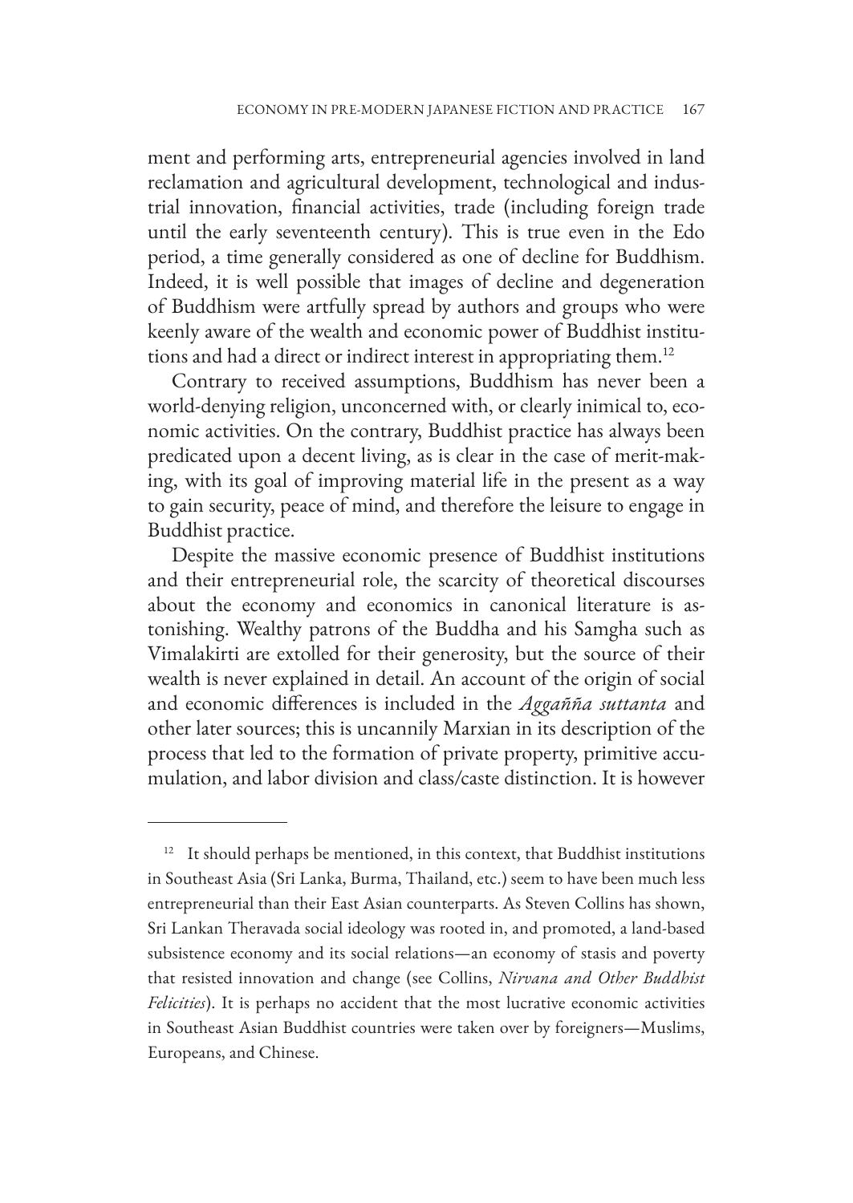ment and performing arts, entrepreneurial agencies involved in land reclamation and agricultural development, technological and industrial innovation, financial activities, trade (including foreign trade until the early seventeenth century). This is true even in the Edo period, a time generally considered as one of decline for Buddhism. Indeed, it is well possible that images of decline and degeneration of Buddhism were artfully spread by authors and groups who were keenly aware of the wealth and economic power of Buddhist institutions and had a direct or indirect interest in appropriating them.[12]

Contrary to received assumptions, Buddhism has never been a world-denying religion, unconcerned with, or clearly inimical to, economic activities. On the contrary, Buddhist practice has always been predicated upon a decent living, as is clear in the case of merit-making, with its goal of improving material life in the present as a way to gain security, peace of mind, and therefore the leisure to engage in Buddhist practice.

Despite the massive economic presence of Buddhist institutions and their entrepreneurial role, the scarcity of theoretical discourses about the economy and economics in canonical literature is astonishing. Wealthy patrons of the Buddha and his Samgha such as Vimalakirti are extolled for their generosity, but the source of their wealth is never explained in detail. An account of the origin of social and economic differences is included in the *Aggañña suttanta* and other later sources; this is uncannily Marxian in its description of the process that led to the formation of private property, primitive accumulation, and labor division and class/caste distinction. It is however

---

[12] It should perhaps be mentioned, in this context, that Buddhist institutions in Southeast Asia (Sri Lanka, Burma, Thailand, etc.) seem to have been much less entrepreneurial than their East Asian counterparts. As Steven Collins has shown, Sri Lankan Theravada social ideology was rooted in, and promoted, a land-based subsistence economy and its social relations—an economy of stasis and poverty that resisted innovation and change (see Collins, *Nirvana and Other Buddhist Felicities*). It is perhaps no accident that the most lucrative economic activities in Southeast Asian Buddhist countries were taken over by foreigners—Muslims, Europeans, and Chinese.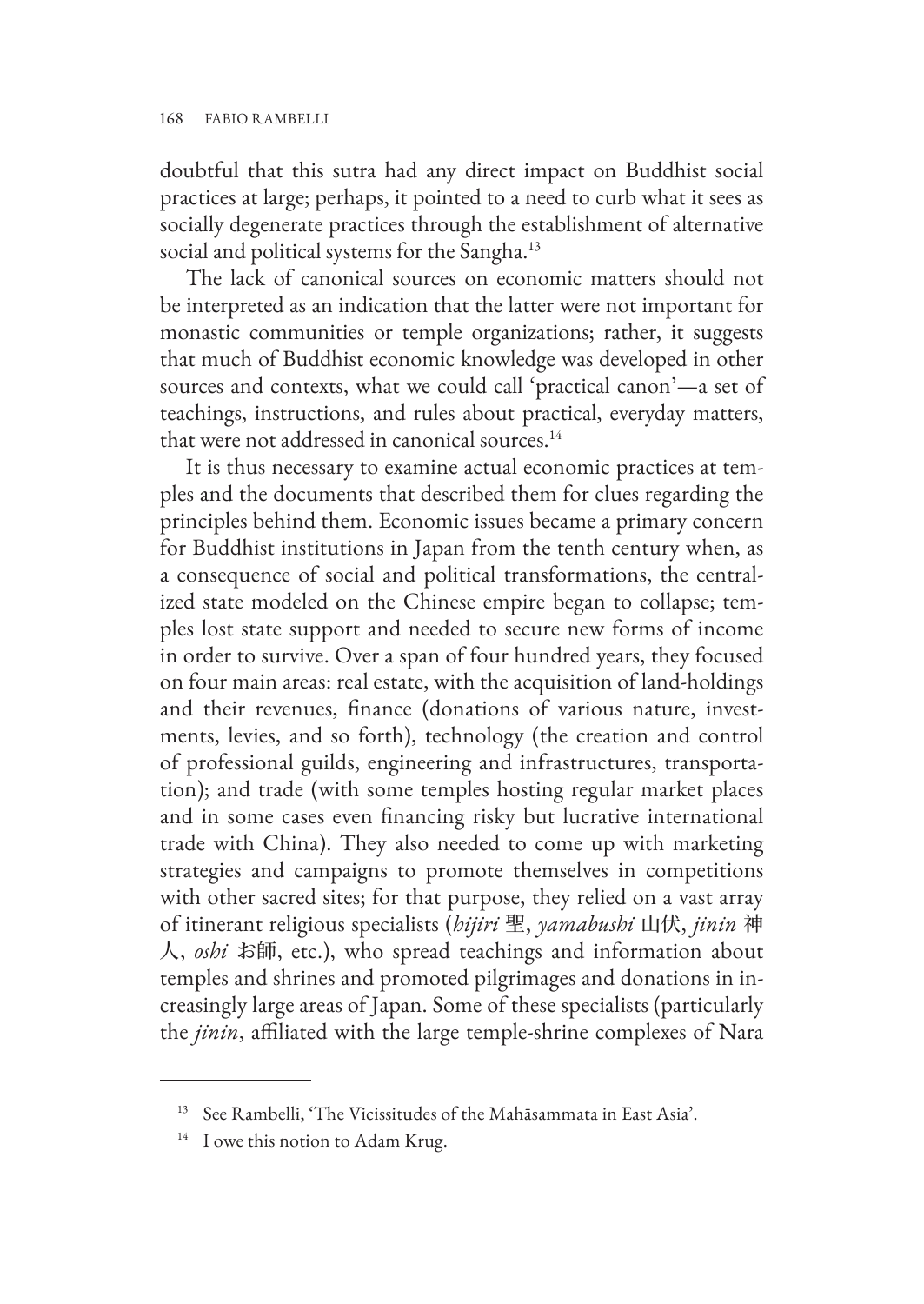doubtful that this sutra had any direct impact on Buddhist social practices at large; perhaps, it pointed to a need to curb what it sees as socially degenerate practices through the establishment of alternative social and political systems for the Sangha.[13]

The lack of canonical sources on economic matters should not be interpreted as an indication that the latter were not important for monastic communities or temple organizations; rather, it suggests that much of Buddhist economic knowledge was developed in other sources and contexts, what we could call 'practical canon'—a set of teachings, instructions, and rules about practical, everyday matters, that were not addressed in canonical sources.[14]

It is thus necessary to examine actual economic practices at temples and the documents that described them for clues regarding the principles behind them. Economic issues became a primary concern for Buddhist institutions in Japan from the tenth century when, as a consequence of social and political transformations, the centralized state modeled on the Chinese empire began to collapse; temples lost state support and needed to secure new forms of income in order to survive. Over a span of four hundred years, they focused on four main areas: real estate, with the acquisition of land-holdings and their revenues, finance (donations of various nature, investments, levies, and so forth), technology (the creation and control of professional guilds, engineering and infrastructures, transportation); and trade (with some temples hosting regular market places and in some cases even financing risky but lucrative international trade with China). They also needed to come up with marketing strategies and campaigns to promote themselves in competitions with other sacred sites; for that purpose, they relied on a vast array of itinerant religious specialists (*hijiri* 聖, *yamabushi* 山伏, *jinin* 神人, *oshi* お師, etc.), who spread teachings and information about temples and shrines and promoted pilgrimages and donations in increasingly large areas of Japan. Some of these specialists (particularly the *jinin*, affiliated with the large temple-shrine complexes of Nara

---

[13] See Rambelli, 'The Vicissitudes of the Mahāsammata in East Asia'.

[14] I owe this notion to Adam Krug.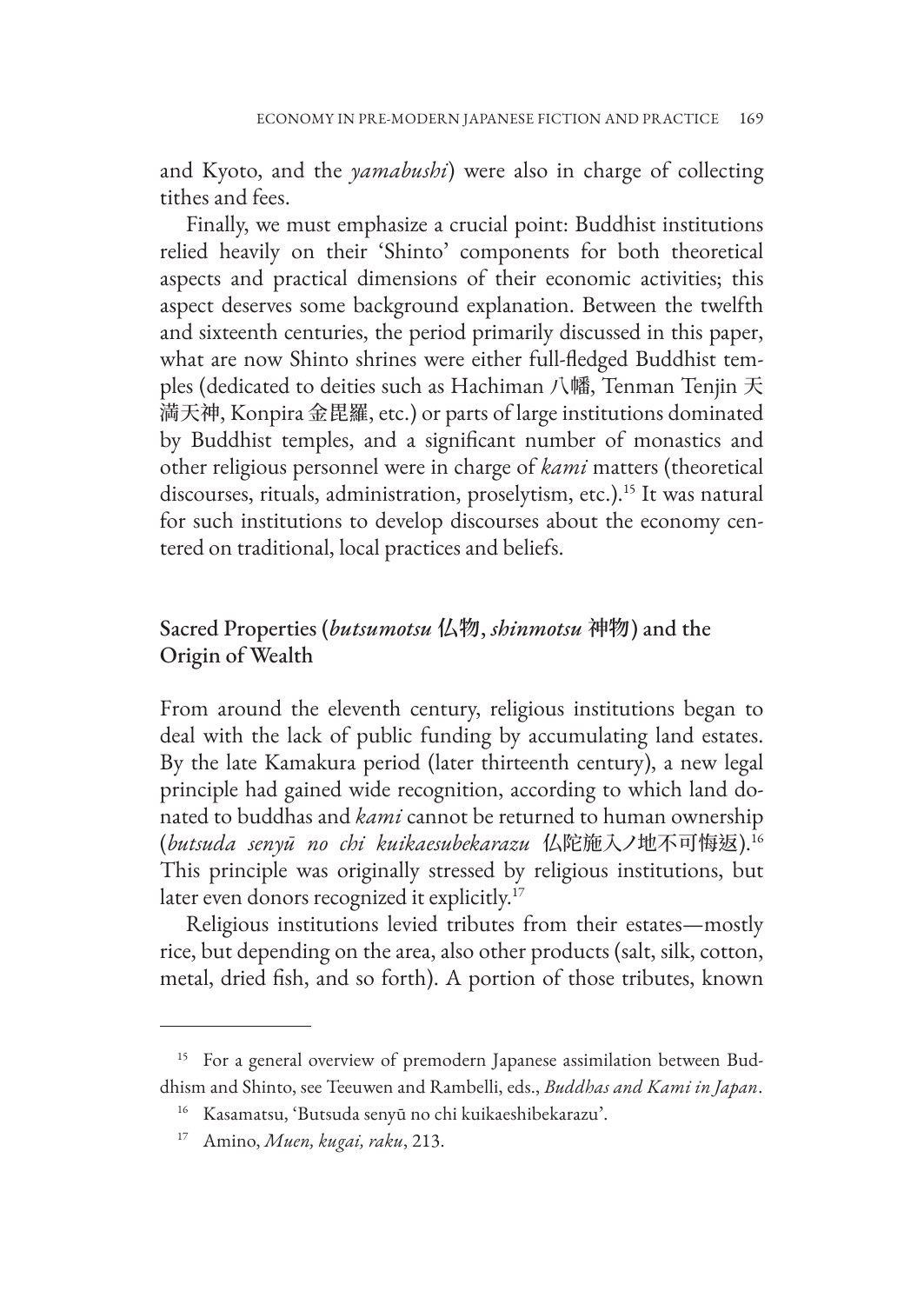and Kyoto, and the *yamabushi*) were also in charge of collecting tithes and fees.

Finally, we must emphasize a crucial point: Buddhist institutions relied heavily on their 'Shinto' components for both theoretical aspects and practical dimensions of their economic activities; this aspect deserves some background explanation. Between the twelfth and sixteenth centuries, the period primarily discussed in this paper, what are now Shinto shrines were either full-fledged Buddhist temples (dedicated to deities such as Hachiman 八幡, Tenman Tenjin 天満天神, Konpira 金毘羅, etc.) or parts of large institutions dominated by Buddhist temples, and a significant number of monastics and other religious personnel were in charge of *kami* matters (theoretical discourses, rituals, administration, proselytism, etc.).[15] It was natural for such institutions to develop discourses about the economy centered on traditional, local practices and beliefs.

## Sacred Properties (*butsumotsu* 仏物, *shinmotsu* 神物) and the Origin of Wealth

From around the eleventh century, religious institutions began to deal with the lack of public funding by accumulating land estates. By the late Kamakura period (later thirteenth century), a new legal principle had gained wide recognition, according to which land donated to buddhas and *kami* cannot be returned to human ownership (*butsuda senyū no chi kuikaesubekarazu* 仏陀施入ノ地不可悔返).[16] This principle was originally stressed by religious institutions, but later even donors recognized it explicitly.[17]

Religious institutions levied tributes from their estates—mostly rice, but depending on the area, also other products (salt, silk, cotton, metal, dried fish, and so forth). A portion of those tributes, known

---

[15] For a general overview of premodern Japanese assimilation between Buddhism and Shinto, see Teeuwen and Rambelli, eds., *Buddhas and Kami in Japan*.

[16] Kasamatsu, 'Butsuda senyū no chi kuikaeshibekarazu'.

[17] Amino, *Muen, kugai, raku*, 213.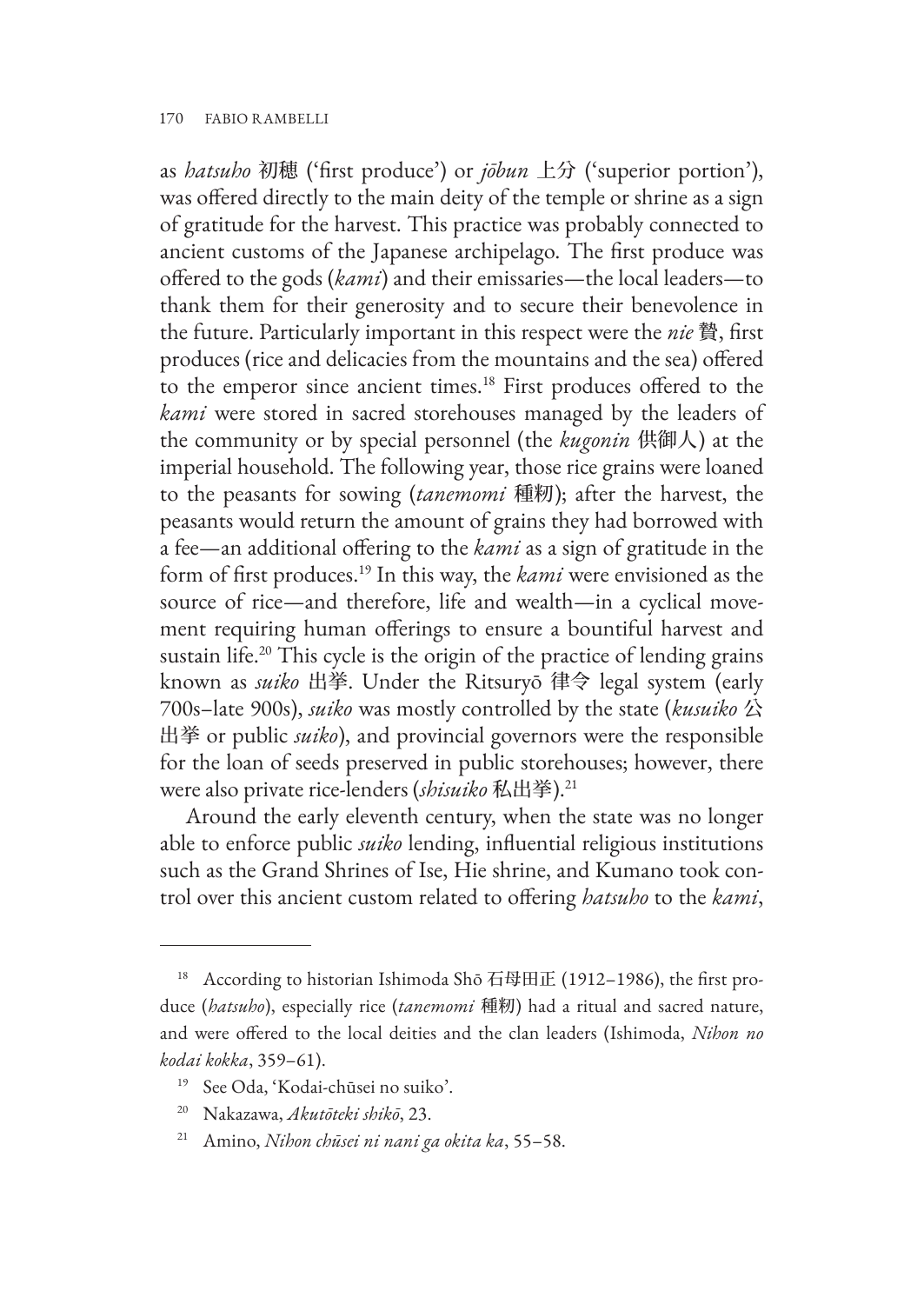as *hatsuho* 初穂 ('first produce') or *jōbun* 上分 ('superior portion'), was offered directly to the main deity of the temple or shrine as a sign of gratitude for the harvest. This practice was probably connected to ancient customs of the Japanese archipelago. The first produce was offered to the gods (*kami*) and their emissaries—the local leaders—to thank them for their generosity and to secure their benevolence in the future. Particularly important in this respect were the *nie* 贄, first produces (rice and delicacies from the mountains and the sea) offered to the emperor since ancient times.[18] First produces offered to the *kami* were stored in sacred storehouses managed by the leaders of the community or by special personnel (the *kugonin* 供御人) at the imperial household. The following year, those rice grains were loaned to the peasants for sowing (*tanemomi* 種籾); after the harvest, the peasants would return the amount of grains they had borrowed with a fee—an additional offering to the *kami* as a sign of gratitude in the form of first produces.[19] In this way, the *kami* were envisioned as the source of rice—and therefore, life and wealth—in a cyclical movement requiring human offerings to ensure a bountiful harvest and sustain life.[20] This cycle is the origin of the practice of lending grains known as *suiko* 出挙. Under the Ritsuryō 律令 legal system (early 700s–late 900s), *suiko* was mostly controlled by the state (*kusuiko* 公出挙 or public *suiko*), and provincial governors were the responsible for the loan of seeds preserved in public storehouses; however, there were also private rice-lenders (*shisuiko* 私出挙).[21]

Around the early eleventh century, when the state was no longer able to enforce public *suiko* lending, influential religious institutions such as the Grand Shrines of Ise, Hie shrine, and Kumano took control over this ancient custom related to offering *hatsuho* to the *kami*,

---

[18] According to historian Ishimoda Shō 石母田正 (1912–1986), the first produce (*hatsuho*), especially rice (*tanemomi* 種籾) had a ritual and sacred nature, and were offered to the local deities and the clan leaders (Ishimoda, *Nihon no kodai kokka*, 359–61).

[19] See Oda, 'Kodai-chūsei no suiko'.

[20] Nakazawa, *Akutōteki shikō*, 23.

[21] Amino, *Nihon chūsei ni nani ga okita ka*, 55–58.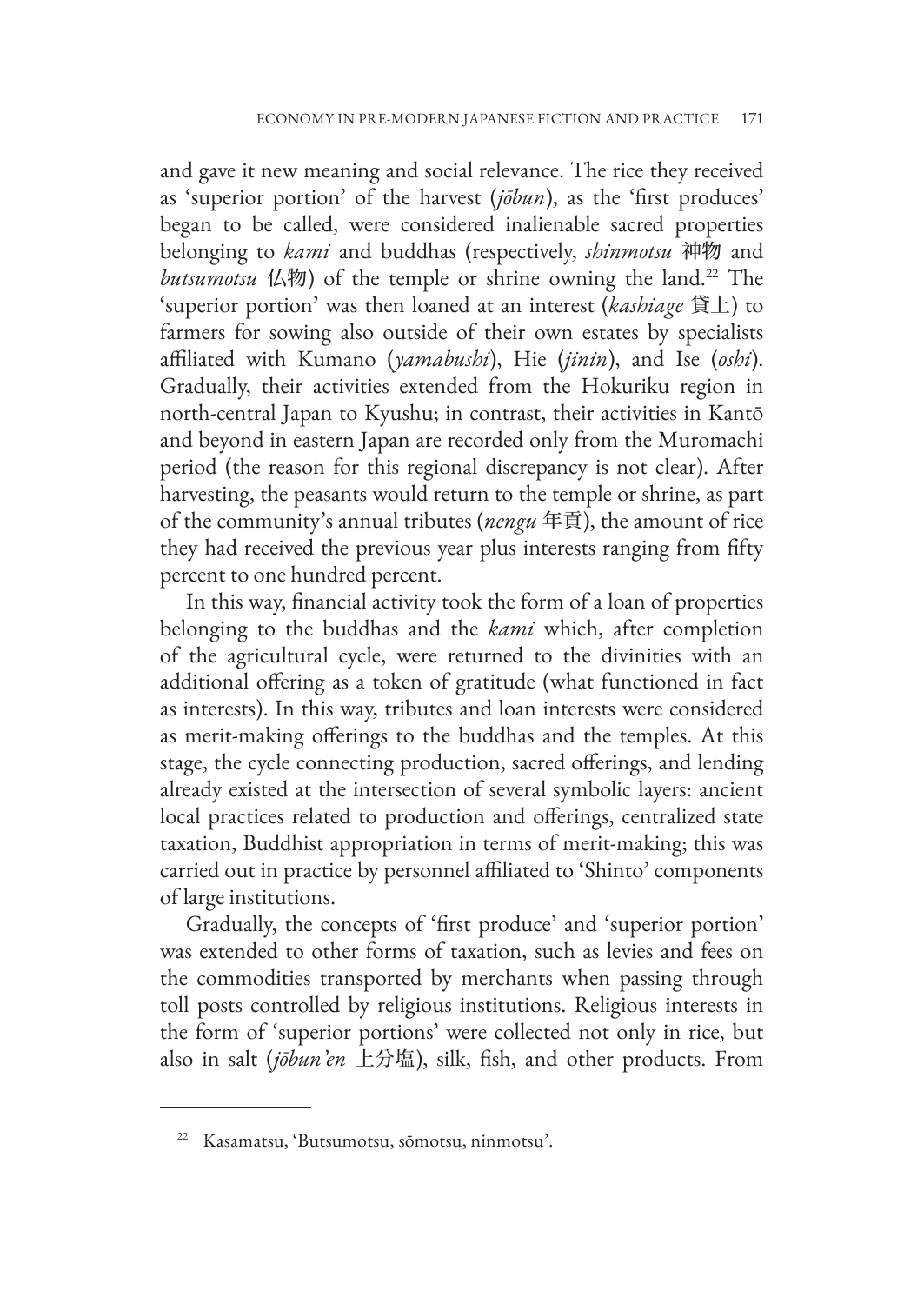and gave it new meaning and social relevance. The rice they received as 'superior portion' of the harvest (*jōbun*), as the 'first produces' began to be called, were considered inalienable sacred properties belonging to *kami* and buddhas (respectively, *shinmotsu* 神物 and *butsumotsu* 仏物) of the temple or shrine owning the land.[22] The 'superior portion' was then loaned at an interest (*kashiage* 貸上) to farmers for sowing also outside of their own estates by specialists affiliated with Kumano (*yamabushi*), Hie (*jinin*), and Ise (*oshi*). Gradually, their activities extended from the Hokuriku region in north-central Japan to Kyushu; in contrast, their activities in Kantō and beyond in eastern Japan are recorded only from the Muromachi period (the reason for this regional discrepancy is not clear). After harvesting, the peasants would return to the temple or shrine, as part of the community's annual tributes (*nengu* 年貢), the amount of rice they had received the previous year plus interests ranging from fifty percent to one hundred percent.

In this way, financial activity took the form of a loan of properties belonging to the buddhas and the *kami* which, after completion of the agricultural cycle, were returned to the divinities with an additional offering as a token of gratitude (what functioned in fact as interests). In this way, tributes and loan interests were considered as merit-making offerings to the buddhas and the temples. At this stage, the cycle connecting production, sacred offerings, and lending already existed at the intersection of several symbolic layers: ancient local practices related to production and offerings, centralized state taxation, Buddhist appropriation in terms of merit-making; this was carried out in practice by personnel affiliated to 'Shinto' components of large institutions.

Gradually, the concepts of 'first produce' and 'superior portion' was extended to other forms of taxation, such as levies and fees on the commodities transported by merchants when passing through toll posts controlled by religious institutions. Religious interests in the form of 'superior portions' were collected not only in rice, but also in salt (*jōbun'en* 上分塩), silk, fish, and other products. From

---

[22] Kasamatsu, 'Butsumotsu, sōmotsu, ninmotsu'.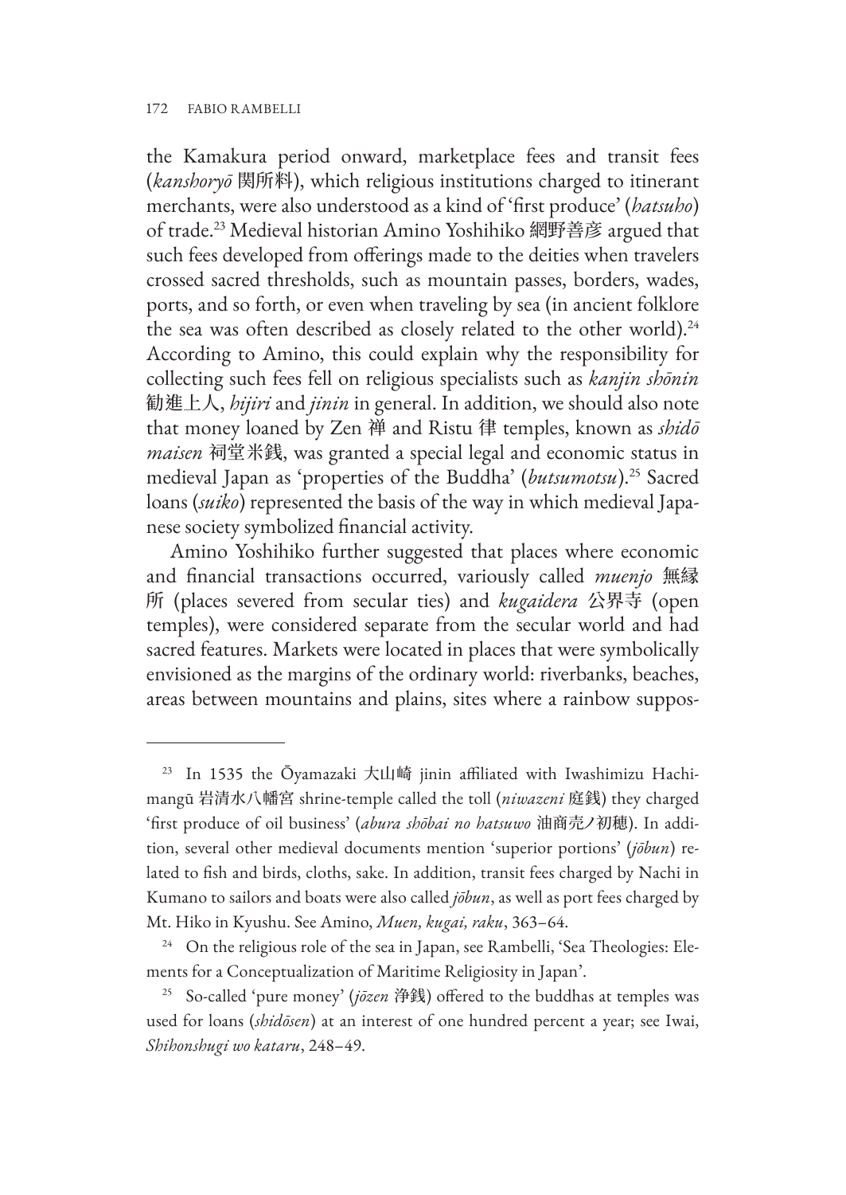the Kamakura period onward, marketplace fees and transit fees (*kanshoryō* 関所料), which religious institutions charged to itinerant merchants, were also understood as a kind of 'first produce' (*hatsuho*) of trade.[23] Medieval historian Amino Yoshihiko 網野善彦 argued that such fees developed from offerings made to the deities when travelers crossed sacred thresholds, such as mountain passes, borders, wades, ports, and so forth, or even when traveling by sea (in ancient folklore the sea was often described as closely related to the other world).[24] According to Amino, this could explain why the responsibility for collecting such fees fell on religious specialists such as *kanjin shōnin* 勧進上人, *hijiri* and *jinin* in general. In addition, we should also note that money loaned by Zen 禅 and Ristu 律 temples, known as *shidō maisen* 祠堂米銭, was granted a special legal and economic status in medieval Japan as 'properties of the Buddha' (*butsumotsu*).[25] Sacred loans (*suiko*) represented the basis of the way in which medieval Japanese society symbolized financial activity.

Amino Yoshihiko further suggested that places where economic and financial transactions occurred, variously called *muenjo* 無縁所 (places severed from secular ties) and *kugaidera* 公界寺 (open temples), were considered separate from the secular world and had sacred features. Markets were located in places that were symbolically envisioned as the margins of the ordinary world: riverbanks, beaches, areas between mountains and plains, sites where a rainbow suppos-

---

[23] In 1535 the Ōyamazaki 大山崎 jinin affiliated with Iwashimizu Hachimangū 岩清水八幡宮 shrine-temple called the toll (*niwazeni* 庭銭) they charged 'first produce of oil business' (*abura shōbai no hatsuwo* 油商売ノ初穂). In addition, several other medieval documents mention 'superior portions' (*jōbun*) related to fish and birds, cloths, sake. In addition, transit fees charged by Nachi in Kumano to sailors and boats were also called *jōbun*, as well as port fees charged by Mt. Hiko in Kyushu. See Amino, *Muen, kugai, raku*, 363–64.

[24] On the religious role of the sea in Japan, see Rambelli, 'Sea Theologies: Elements for a Conceptualization of Maritime Religiosity in Japan'.

[25] So-called 'pure money' (*jōzen* 浄銭) offered to the buddhas at temples was used for loans (*shidōsen*) at an interest of one hundred percent a year; see Iwai, *Shihonshugi wo kataru*, 248–49.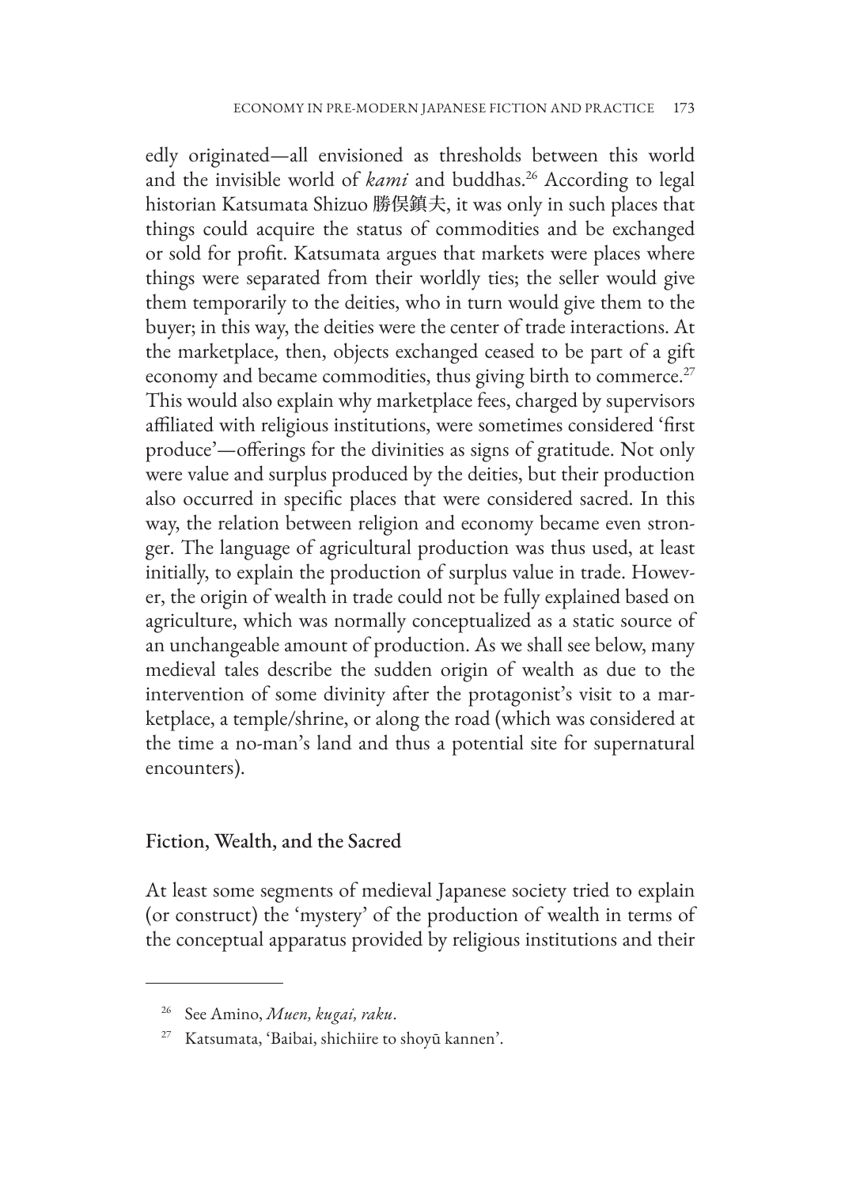edly originated—all envisioned as thresholds between this world and the invisible world of *kami* and buddhas.[26] According to legal historian Katsumata Shizuo 勝俣鎮夫, it was only in such places that things could acquire the status of commodities and be exchanged or sold for profit. Katsumata argues that markets were places where things were separated from their worldly ties; the seller would give them temporarily to the deities, who in turn would give them to the buyer; in this way, the deities were the center of trade interactions. At the marketplace, then, objects exchanged ceased to be part of a gift economy and became commodities, thus giving birth to commerce.[27] This would also explain why marketplace fees, charged by supervisors affiliated with religious institutions, were sometimes considered 'first produce'—offerings for the divinities as signs of gratitude. Not only were value and surplus produced by the deities, but their production also occurred in specific places that were considered sacred. In this way, the relation between religion and economy became even stronger. The language of agricultural production was thus used, at least initially, to explain the production of surplus value in trade. However, the origin of wealth in trade could not be fully explained based on agriculture, which was normally conceptualized as a static source of an unchangeable amount of production. As we shall see below, many medieval tales describe the sudden origin of wealth as due to the intervention of some divinity after the protagonist's visit to a marketplace, a temple/shrine, or along the road (which was considered at the time a no-man's land and thus a potential site for supernatural encounters).

## Fiction, Wealth, and the Sacred

At least some segments of medieval Japanese society tried to explain (or construct) the 'mystery' of the production of wealth in terms of the conceptual apparatus provided by religious institutions and their

---

[26] See Amino, *Muen, kugai, raku*.

[27] Katsumata, 'Baibai, shichiire to shoyū kannen'.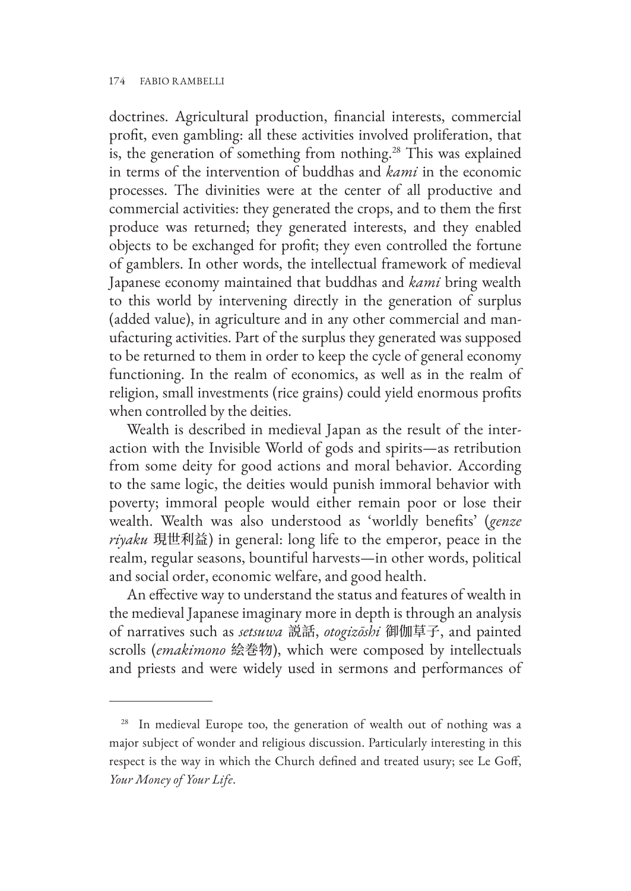doctrines. Agricultural production, financial interests, commercial profit, even gambling: all these activities involved proliferation, that is, the generation of something from nothing.[28] This was explained in terms of the intervention of buddhas and *kami* in the economic processes. The divinities were at the center of all productive and commercial activities: they generated the crops, and to them the first produce was returned; they generated interests, and they enabled objects to be exchanged for profit; they even controlled the fortune of gamblers. In other words, the intellectual framework of medieval Japanese economy maintained that buddhas and *kami* bring wealth to this world by intervening directly in the generation of surplus (added value), in agriculture and in any other commercial and manufacturing activities. Part of the surplus they generated was supposed to be returned to them in order to keep the cycle of general economy functioning. In the realm of economics, as well as in the realm of religion, small investments (rice grains) could yield enormous profits when controlled by the deities.

Wealth is described in medieval Japan as the result of the interaction with the Invisible World of gods and spirits—as retribution from some deity for good actions and moral behavior. According to the same logic, the deities would punish immoral behavior with poverty; immoral people would either remain poor or lose their wealth. Wealth was also understood as 'worldly benefits' (*genze riyaku* 現世利益) in general: long life to the emperor, peace in the realm, regular seasons, bountiful harvests—in other words, political and social order, economic welfare, and good health.

An effective way to understand the status and features of wealth in the medieval Japanese imaginary more in depth is through an analysis of narratives such as *setsuwa* 説話, *otogizōshi* 御伽草子, and painted scrolls (*emakimono* 絵巻物), which were composed by intellectuals and priests and were widely used in sermons and performances of

---

[28] In medieval Europe too, the generation of wealth out of nothing was a major subject of wonder and religious discussion. Particularly interesting in this respect is the way in which the Church defined and treated usury; see Le Goff, *Your Money of Your Life*.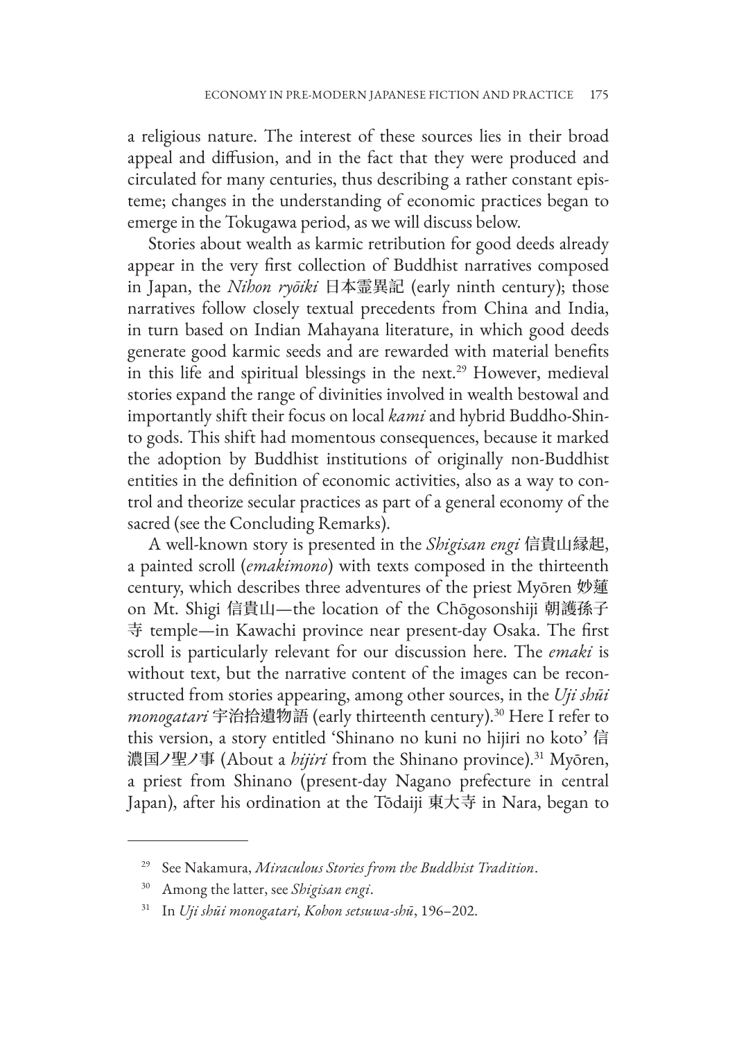a religious nature. The interest of these sources lies in their broad appeal and diffusion, and in the fact that they were produced and circulated for many centuries, thus describing a rather constant episteme; changes in the understanding of economic practices began to emerge in the Tokugawa period, as we will discuss below.

Stories about wealth as karmic retribution for good deeds already appear in the very first collection of Buddhist narratives composed in Japan, the *Nihon ryōiki* 日本霊異記 (early ninth century); those narratives follow closely textual precedents from China and India, in turn based on Indian Mahayana literature, in which good deeds generate good karmic seeds and are rewarded with material benefits in this life and spiritual blessings in the next.[29] However, medieval stories expand the range of divinities involved in wealth bestowal and importantly shift their focus on local *kami* and hybrid Buddho-Shinto gods. This shift had momentous consequences, because it marked the adoption by Buddhist institutions of originally non-Buddhist entities in the definition of economic activities, also as a way to control and theorize secular practices as part of a general economy of the sacred (see the Concluding Remarks).

A well-known story is presented in the *Shigisan engi* 信貴山縁起, a painted scroll (*emakimono*) with texts composed in the thirteenth century, which describes three adventures of the priest Myōren 妙蓮 on Mt. Shigi 信貴山—the location of the Chōgosonshiji 朝護孫子寺 temple—in Kawachi province near present-day Osaka. The first scroll is particularly relevant for our discussion here. The *emaki* is without text, but the narrative content of the images can be reconstructed from stories appearing, among other sources, in the *Uji shūi monogatari* 宇治拾遺物語 (early thirteenth century).[30] Here I refer to this version, a story entitled 'Shinano no kuni no hijiri no koto' 信濃国ノ聖ノ事 (About a *hijiri* from the Shinano province).[31] Myōren, a priest from Shinano (present-day Nagano prefecture in central Japan), after his ordination at the Tōdaiji 東大寺 in Nara, began to

---

[29] See Nakamura, *Miraculous Stories from the Buddhist Tradition*.

[30] Among the latter, see *Shigisan engi*.

[31] In *Uji shūi monogatari, Kohon setsuwa-shū*, 196–202.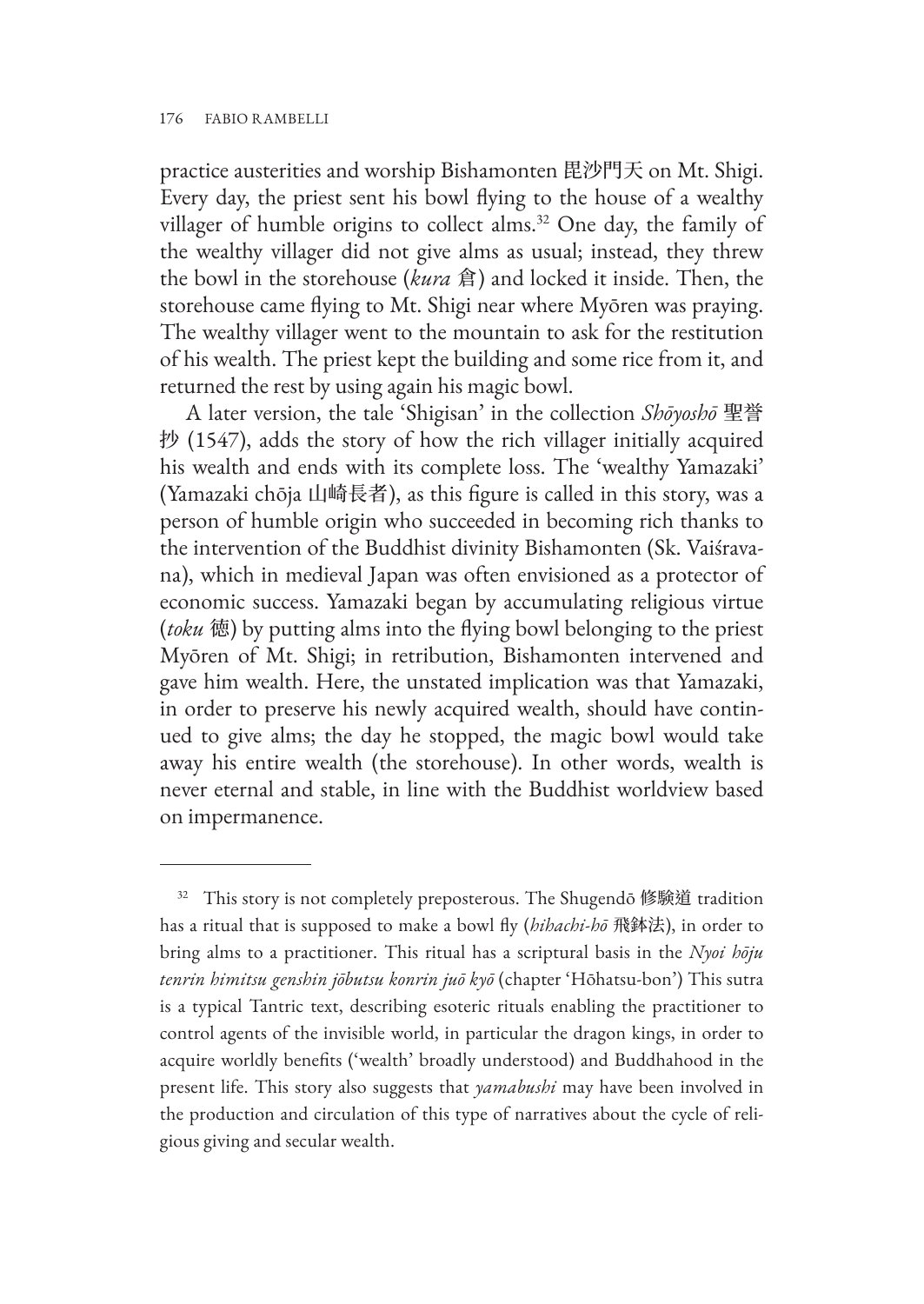practice austerities and worship Bishamonten 毘沙門天 on Mt. Shigi. Every day, the priest sent his bowl flying to the house of a wealthy villager of humble origins to collect alms.[32] One day, the family of the wealthy villager did not give alms as usual; instead, they threw the bowl in the storehouse (*kura* 倉) and locked it inside. Then, the storehouse came flying to Mt. Shigi near where Myōren was praying. The wealthy villager went to the mountain to ask for the restitution of his wealth. The priest kept the building and some rice from it, and returned the rest by using again his magic bowl.

A later version, the tale 'Shigisan' in the collection *Shōyoshō* 聖誉抄 (1547), adds the story of how the rich villager initially acquired his wealth and ends with its complete loss. The 'wealthy Yamazaki' (Yamazaki chōja 山崎長者), as this figure is called in this story, was a person of humble origin who succeeded in becoming rich thanks to the intervention of the Buddhist divinity Bishamonten (Sk. Vaiśravana), which in medieval Japan was often envisioned as a protector of economic success. Yamazaki began by accumulating religious virtue (*toku* 徳) by putting alms into the flying bowl belonging to the priest Myōren of Mt. Shigi; in retribution, Bishamonten intervened and gave him wealth. Here, the unstated implication was that Yamazaki, in order to preserve his newly acquired wealth, should have continued to give alms; the day he stopped, the magic bowl would take away his entire wealth (the storehouse). In other words, wealth is never eternal and stable, in line with the Buddhist worldview based on impermanence.

---

[32] This story is not completely preposterous. The Shugendō 修験道 tradition has a ritual that is supposed to make a bowl fly (*hihachi-hō* 飛鉢法), in order to bring alms to a practitioner. This ritual has a scriptural basis in the *Nyoi hōju tenrin himitsu genshin jōbutsu konrin juō kyō* (chapter 'Hōhatsu-bon') This sutra is a typical Tantric text, describing esoteric rituals enabling the practitioner to control agents of the invisible world, in particular the dragon kings, in order to acquire worldly benefits ('wealth' broadly understood) and Buddhahood in the present life. This story also suggests that *yamabushi* may have been involved in the production and circulation of this type of narratives about the cycle of religious giving and secular wealth.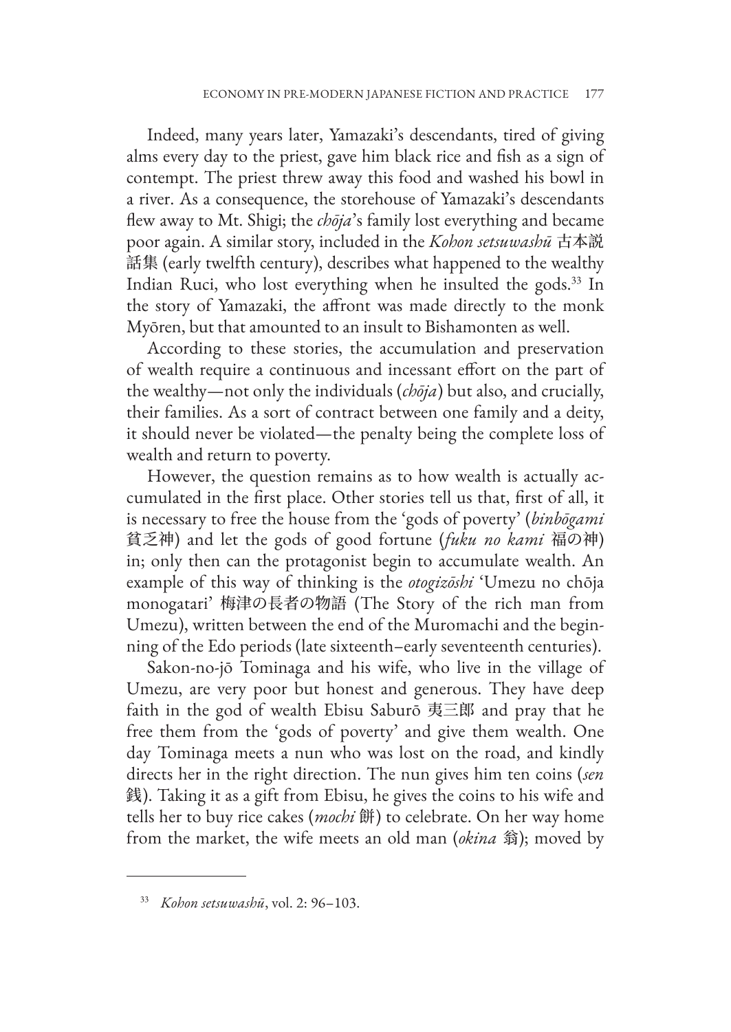Indeed, many years later, Yamazaki's descendants, tired of giving alms every day to the priest, gave him black rice and fish as a sign of contempt. The priest threw away this food and washed his bowl in a river. As a consequence, the storehouse of Yamazaki's descendants flew away to Mt. Shigi; the *chōja*'s family lost everything and became poor again. A similar story, included in the *Kohon setsuwashū* 古本説話集 (early twelfth century), describes what happened to the wealthy Indian Ruci, who lost everything when he insulted the gods.[33] In the story of Yamazaki, the affront was made directly to the monk Myōren, but that amounted to an insult to Bishamonten as well.

According to these stories, the accumulation and preservation of wealth require a continuous and incessant effort on the part of the wealthy—not only the individuals (*chōja*) but also, and crucially, their families. As a sort of contract between one family and a deity, it should never be violated—the penalty being the complete loss of wealth and return to poverty.

However, the question remains as to how wealth is actually accumulated in the first place. Other stories tell us that, first of all, it is necessary to free the house from the 'gods of poverty' (*binbōgami* 貧乏神) and let the gods of good fortune (*fuku no kami* 福の神) in; only then can the protagonist begin to accumulate wealth. An example of this way of thinking is the *otogizōshi* 'Umezu no chōja monogatari' 梅津の長者の物語 (The Story of the rich man from Umezu), written between the end of the Muromachi and the beginning of the Edo periods (late sixteenth–early seventeenth centuries).

Sakon-no-jō Tominaga and his wife, who live in the village of Umezu, are very poor but honest and generous. They have deep faith in the god of wealth Ebisu Saburō 夷三郎 and pray that he free them from the 'gods of poverty' and give them wealth. One day Tominaga meets a nun who was lost on the road, and kindly directs her in the right direction. The nun gives him ten coins (*sen* 銭). Taking it as a gift from Ebisu, he gives the coins to his wife and tells her to buy rice cakes (*mochi* 餅) to celebrate. On her way home from the market, the wife meets an old man (*okina* 翁); moved by

---

[33] *Kohon setsuwashū*, vol. 2: 96–103.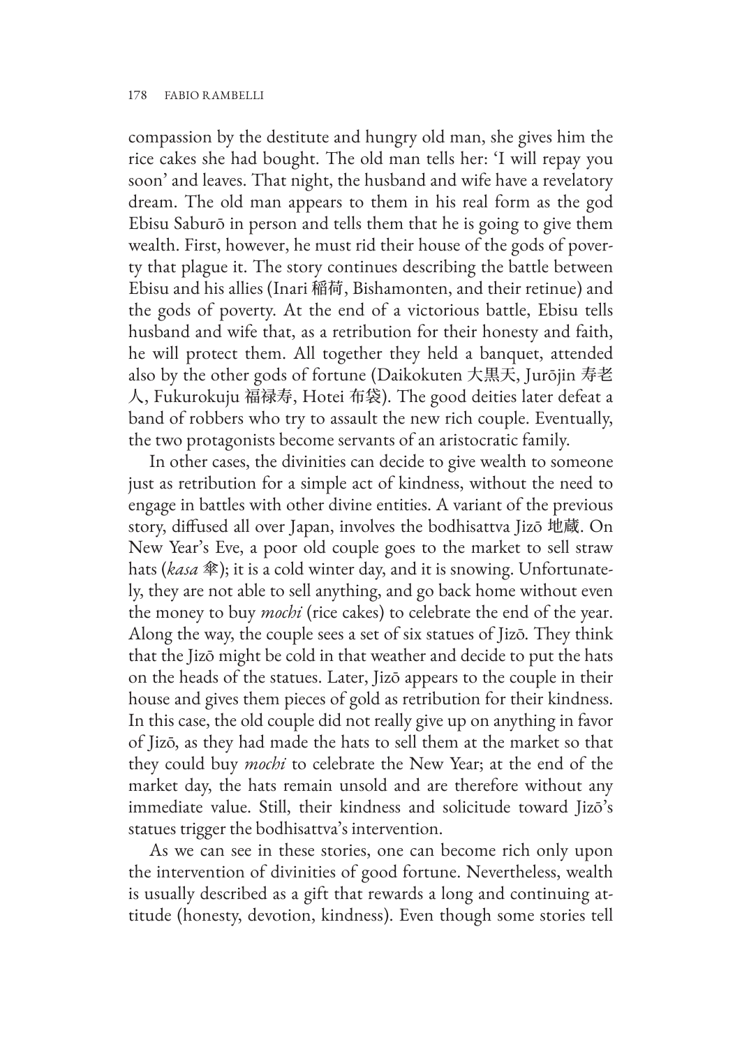compassion by the destitute and hungry old man, she gives him the rice cakes she had bought. The old man tells her: 'I will repay you soon' and leaves. That night, the husband and wife have a revelatory dream. The old man appears to them in his real form as the god Ebisu Saburō in person and tells them that he is going to give them wealth. First, however, he must rid their house of the gods of poverty that plague it. The story continues describing the battle between Ebisu and his allies (Inari 稲荷, Bishamonten, and their retinue) and the gods of poverty. At the end of a victorious battle, Ebisu tells husband and wife that, as a retribution for their honesty and faith, he will protect them. All together they held a banquet, attended also by the other gods of fortune (Daikokuten 大黒天, Jurōjin 寿老人, Fukurokuju 福禄寿, Hotei 布袋). The good deities later defeat a band of robbers who try to assault the new rich couple. Eventually, the two protagonists become servants of an aristocratic family.

In other cases, the divinities can decide to give wealth to someone just as retribution for a simple act of kindness, without the need to engage in battles with other divine entities. A variant of the previous story, diffused all over Japan, involves the bodhisattva Jizō 地蔵. On New Year's Eve, a poor old couple goes to the market to sell straw hats (*kasa* 傘); it is a cold winter day, and it is snowing. Unfortunately, they are not able to sell anything, and go back home without even the money to buy *mochi* (rice cakes) to celebrate the end of the year. Along the way, the couple sees a set of six statues of Jizō. They think that the Jizō might be cold in that weather and decide to put the hats on the heads of the statues. Later, Jizō appears to the couple in their house and gives them pieces of gold as retribution for their kindness. In this case, the old couple did not really give up on anything in favor of Jizō, as they had made the hats to sell them at the market so that they could buy *mochi* to celebrate the New Year; at the end of the market day, the hats remain unsold and are therefore without any immediate value. Still, their kindness and solicitude toward Jizō's statues trigger the bodhisattva's intervention.

As we can see in these stories, one can become rich only upon the intervention of divinities of good fortune. Nevertheless, wealth is usually described as a gift that rewards a long and continuing attitude (honesty, devotion, kindness). Even though some stories tell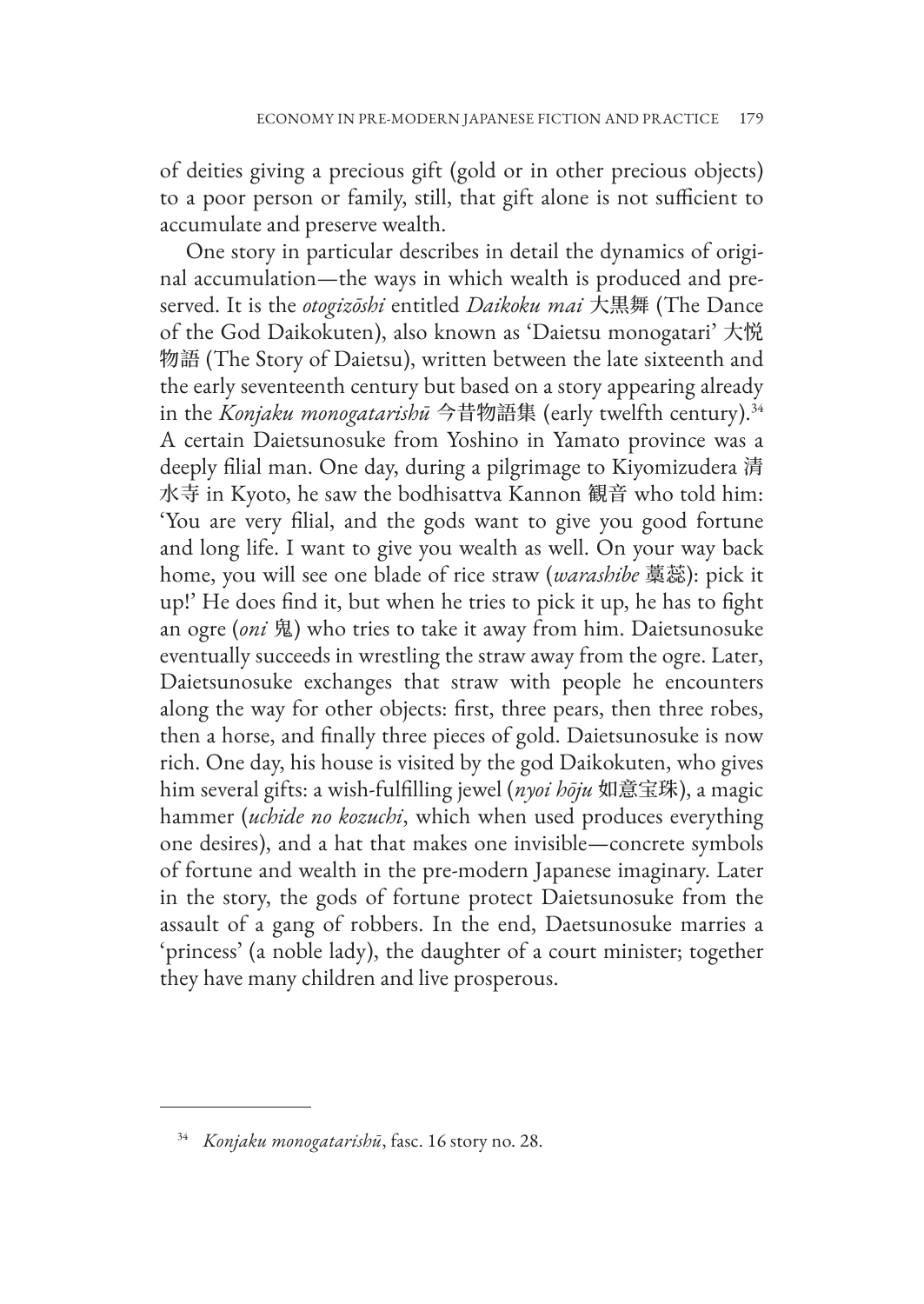of deities giving a precious gift (gold or in other precious objects) to a poor person or family, still, that gift alone is not sufficient to accumulate and preserve wealth.

One story in particular describes in detail the dynamics of original accumulation—the ways in which wealth is produced and preserved. It is the *otogizōshi* entitled *Daikoku mai* 大黒舞 (The Dance of the God Daikokuten), also known as 'Daietsu monogatari' 大悦物語 (The Story of Daietsu), written between the late sixteenth and the early seventeenth century but based on a story appearing already in the *Konjaku monogatarishū* 今昔物語集 (early twelfth century).[34] A certain Daietsunosuke from Yoshino in Yamato province was a deeply filial man. One day, during a pilgrimage to Kiyomizudera 清水寺 in Kyoto, he saw the bodhisattva Kannon 観音 who told him: 'You are very filial, and the gods want to give you good fortune and long life. I want to give you wealth as well. On your way back home, you will see one blade of rice straw (*warashibe* 藁蕊): pick it up!' He does find it, but when he tries to pick it up, he has to fight an ogre (*oni* 鬼) who tries to take it away from him. Daietsunosuke eventually succeeds in wrestling the straw away from the ogre. Later, Daietsunosuke exchanges that straw with people he encounters along the way for other objects: first, three pears, then three robes, then a horse, and finally three pieces of gold. Daietsunosuke is now rich. One day, his house is visited by the god Daikokuten, who gives him several gifts: a wish-fulfilling jewel (*nyoi hōju* 如意宝珠), a magic hammer (*uchide no kozuchi*, which when used produces everything one desires), and a hat that makes one invisible—concrete symbols of fortune and wealth in the pre-modern Japanese imaginary. Later in the story, the gods of fortune protect Daietsunosuke from the assault of a gang of robbers. In the end, Daetsunosuke marries a 'princess' (a noble lady), the daughter of a court minister; together they have many children and live prosperous.

---

[34] *Konjaku monogatarishū*, fasc. 16 story no. 28.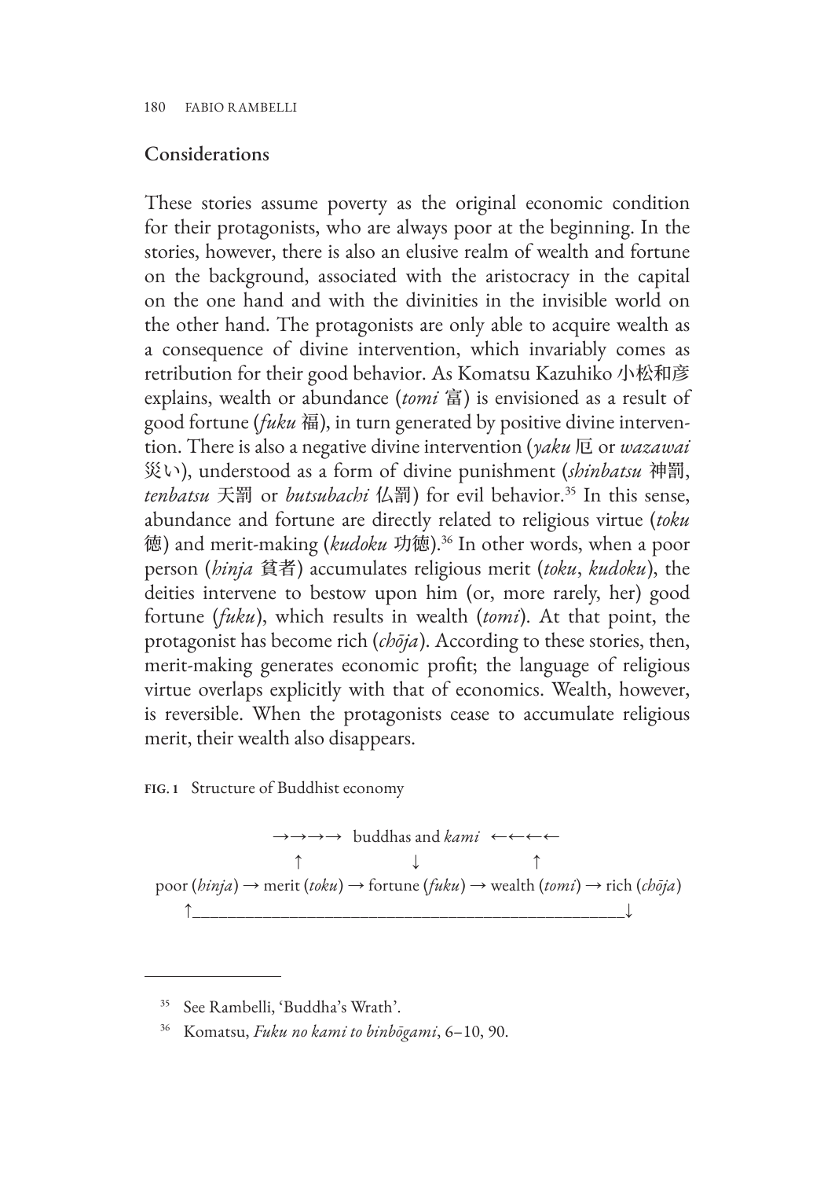## Considerations

These stories assume poverty as the original economic condition for their protagonists, who are always poor at the beginning. In the stories, however, there is also an elusive realm of wealth and fortune on the background, associated with the aristocracy in the capital on the one hand and with the divinities in the invisible world on the other hand. The protagonists are only able to acquire wealth as a consequence of divine intervention, which invariably comes as retribution for their good behavior. As Komatsu Kazuhiko 小松和彦 explains, wealth or abundance (*tomi* 富) is envisioned as a result of good fortune (*fuku* 福), in turn generated by positive divine intervention. There is also a negative divine intervention (*yaku* 厄 or *wazawai* 災い), understood as a form of divine punishment (*shinbatsu* 神罰, *tenbatsu* 天罰 or *butsubachi* 仏罰) for evil behavior.[35] In this sense, abundance and fortune are directly related to religious virtue (*toku* 徳) and merit-making (*kudoku* 功徳).[36] In other words, when a poor person (*hinja* 貧者) accumulates religious merit (*toku*, *kudoku*), the deities intervene to bestow upon him (or, more rarely, her) good fortune (*fuku*), which results in wealth (*tomi*). At that point, the protagonist has become rich (*chōja*). According to these stories, then, merit-making generates economic profit; the language of religious virtue overlaps explicitly with that of economics. Wealth, however, is reversible. When the protagonists cease to accumulate religious merit, their wealth also disappears.

FIG. 1 Structure of Buddhist economy

```
                 →→→→  buddhas and kami  ←←←←
                 ↑              ↓              ↑
poor (hinja) → merit (toku) → fortune (fuku) → wealth (tomi) → rich (chōja)
   ↑_______________________________________________________________↓
```

[35] See Rambelli, 'Buddha's Wrath'.

[36] Komatsu, *Fuku no kami to binbōgami*, 6–10, 90.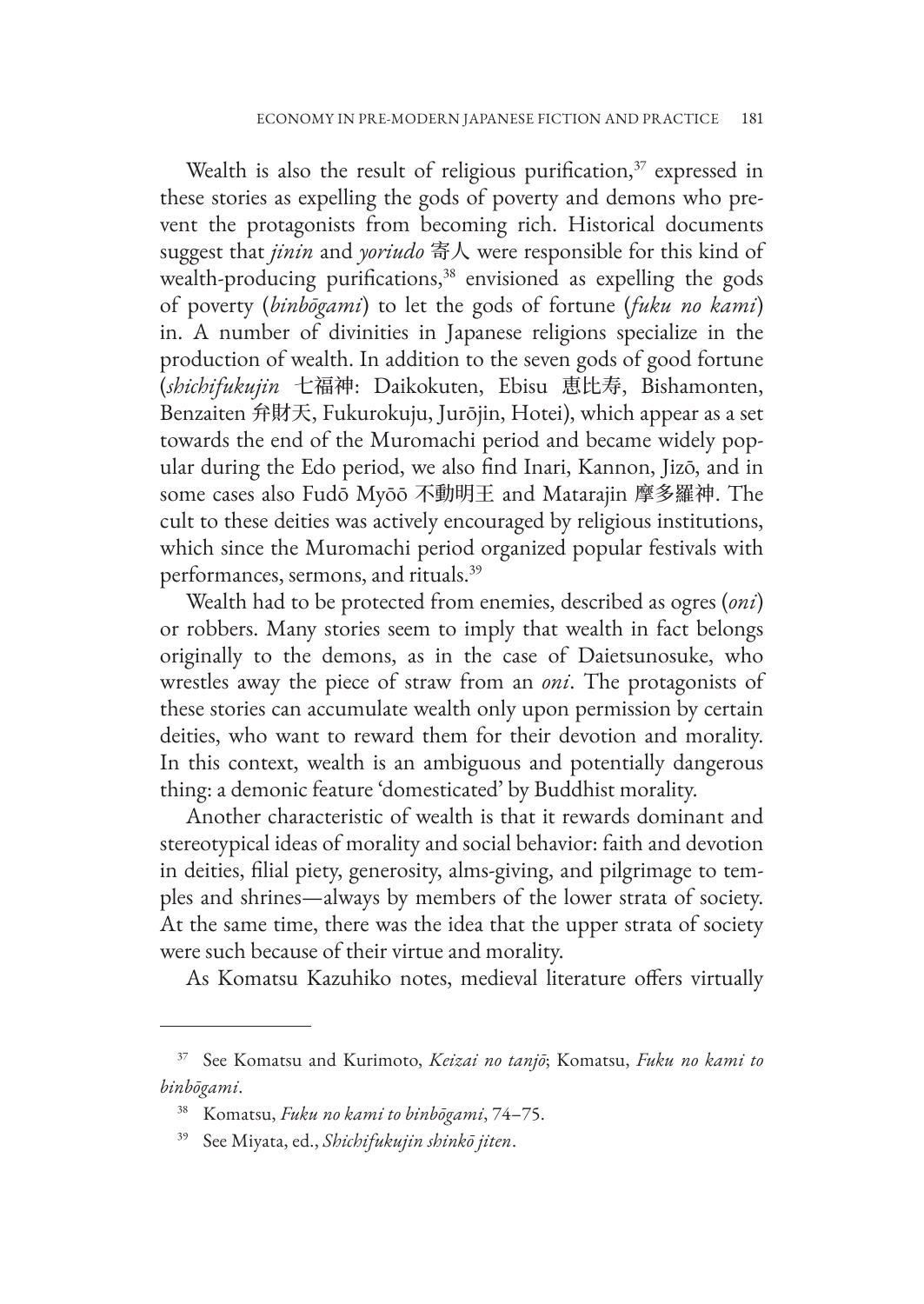Wealth is also the result of religious purification,[37] expressed in these stories as expelling the gods of poverty and demons who prevent the protagonists from becoming rich. Historical documents suggest that *jinin* and *yoriudo* 寄人 were responsible for this kind of wealth-producing purifications,[38] envisioned as expelling the gods of poverty (*binbōgami*) to let the gods of fortune (*fuku no kami*) in. A number of divinities in Japanese religions specialize in the production of wealth. In addition to the seven gods of good fortune (*shichifukujin* 七福神: Daikokuten, Ebisu 恵比寿, Bishamonten, Benzaiten 弁財天, Fukurokuju, Jurōjin, Hotei), which appear as a set towards the end of the Muromachi period and became widely popular during the Edo period, we also find Inari, Kannon, Jizō, and in some cases also Fudō Myōō 不動明王 and Matarajin 摩多羅神. The cult to these deities was actively encouraged by religious institutions, which since the Muromachi period organized popular festivals with performances, sermons, and rituals.[39]

Wealth had to be protected from enemies, described as ogres (*oni*) or robbers. Many stories seem to imply that wealth in fact belongs originally to the demons, as in the case of Daietsunosuke, who wrestles away the piece of straw from an *oni*. The protagonists of these stories can accumulate wealth only upon permission by certain deities, who want to reward them for their devotion and morality. In this context, wealth is an ambiguous and potentially dangerous thing: a demonic feature 'domesticated' by Buddhist morality.

Another characteristic of wealth is that it rewards dominant and stereotypical ideas of morality and social behavior: faith and devotion in deities, filial piety, generosity, alms-giving, and pilgrimage to temples and shrines—always by members of the lower strata of society. At the same time, there was the idea that the upper strata of society were such because of their virtue and morality.

As Komatsu Kazuhiko notes, medieval literature offers virtually

---

[37] See Komatsu and Kurimoto, *Keizai no tanjō*; Komatsu, *Fuku no kami to binbōgami*.

[38] Komatsu, *Fuku no kami to binbōgami*, 74–75.

[39] See Miyata, ed., *Shichifukujin shinkō jiten*.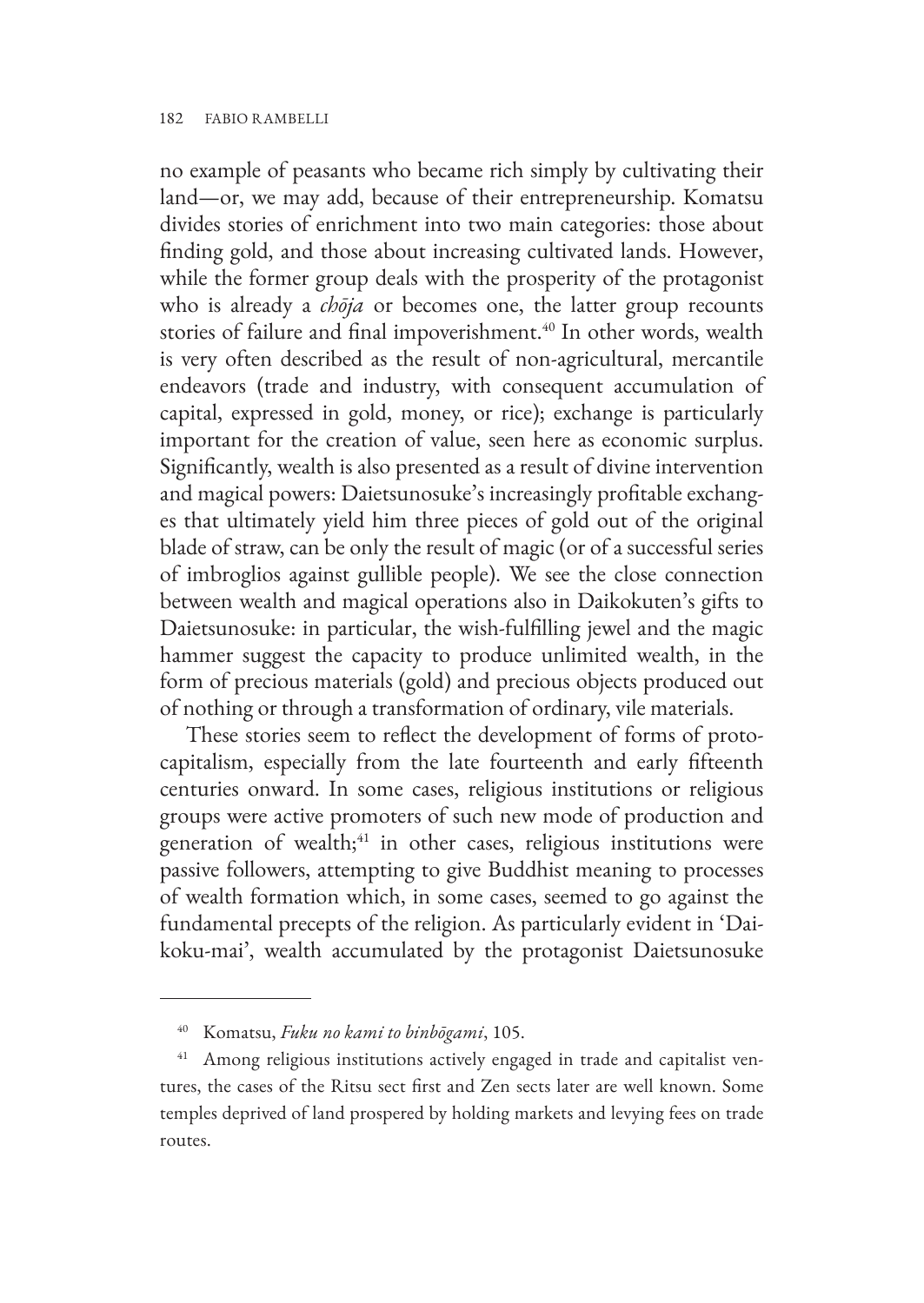no example of peasants who became rich simply by cultivating their land—or, we may add, because of their entrepreneurship. Komatsu divides stories of enrichment into two main categories: those about finding gold, and those about increasing cultivated lands. However, while the former group deals with the prosperity of the protagonist who is already a *chōja* or becomes one, the latter group recounts stories of failure and final impoverishment.[40] In other words, wealth is very often described as the result of non-agricultural, mercantile endeavors (trade and industry, with consequent accumulation of capital, expressed in gold, money, or rice); exchange is particularly important for the creation of value, seen here as economic surplus. Significantly, wealth is also presented as a result of divine intervention and magical powers: Daietsunosuke's increasingly profitable exchanges that ultimately yield him three pieces of gold out of the original blade of straw, can be only the result of magic (or of a successful series of imbroglios against gullible people). We see the close connection between wealth and magical operations also in Daikokuten's gifts to Daietsunosuke: in particular, the wish-fulfilling jewel and the magic hammer suggest the capacity to produce unlimited wealth, in the form of precious materials (gold) and precious objects produced out of nothing or through a transformation of ordinary, vile materials.

These stories seem to reflect the development of forms of proto-capitalism, especially from the late fourteenth and early fifteenth centuries onward. In some cases, religious institutions or religious groups were active promoters of such new mode of production and generation of wealth;[41] in other cases, religious institutions were passive followers, attempting to give Buddhist meaning to processes of wealth formation which, in some cases, seemed to go against the fundamental precepts of the religion. As particularly evident in 'Daikoku-mai', wealth accumulated by the protagonist Daietsunosuke

---

[40] Komatsu, *Fuku no kami to binbōgami*, 105.

[41] Among religious institutions actively engaged in trade and capitalist ventures, the cases of the Ritsu sect first and Zen sects later are well known. Some temples deprived of land prospered by holding markets and levying fees on trade routes.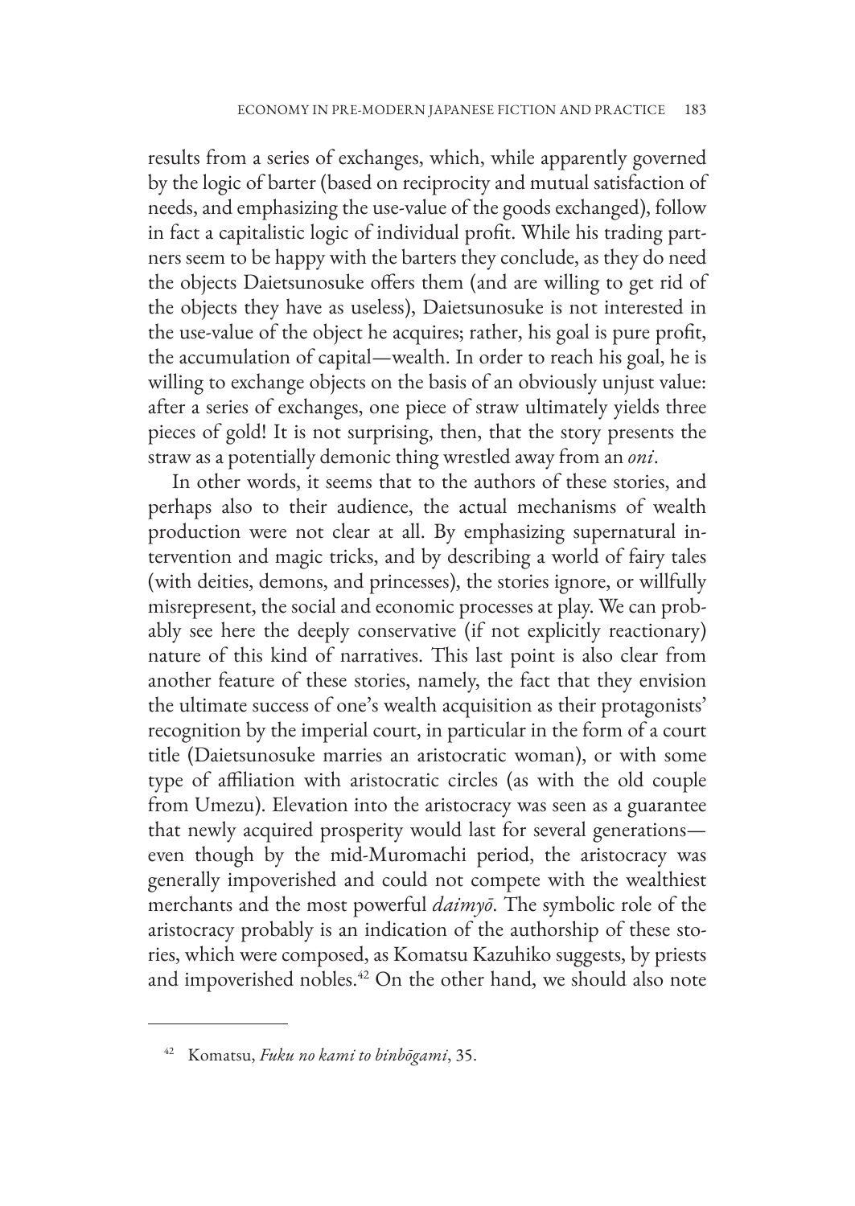results from a series of exchanges, which, while apparently governed by the logic of barter (based on reciprocity and mutual satisfaction of needs, and emphasizing the use-value of the goods exchanged), follow in fact a capitalistic logic of individual profit. While his trading partners seem to be happy with the barters they conclude, as they do need the objects Daietsunosuke offers them (and are willing to get rid of the objects they have as useless), Daietsunosuke is not interested in the use-value of the object he acquires; rather, his goal is pure profit, the accumulation of capital—wealth. In order to reach his goal, he is willing to exchange objects on the basis of an obviously unjust value: after a series of exchanges, one piece of straw ultimately yields three pieces of gold! It is not surprising, then, that the story presents the straw as a potentially demonic thing wrestled away from an *oni*.

In other words, it seems that to the authors of these stories, and perhaps also to their audience, the actual mechanisms of wealth production were not clear at all. By emphasizing supernatural intervention and magic tricks, and by describing a world of fairy tales (with deities, demons, and princesses), the stories ignore, or willfully misrepresent, the social and economic processes at play. We can probably see here the deeply conservative (if not explicitly reactionary) nature of this kind of narratives. This last point is also clear from another feature of these stories, namely, the fact that they envision the ultimate success of one's wealth acquisition as their protagonists' recognition by the imperial court, in particular in the form of a court title (Daietsunosuke marries an aristocratic woman), or with some type of affiliation with aristocratic circles (as with the old couple from Umezu). Elevation into the aristocracy was seen as a guarantee that newly acquired prosperity would last for several generations—even though by the mid-Muromachi period, the aristocracy was generally impoverished and could not compete with the wealthiest merchants and the most powerful *daimyō*. The symbolic role of the aristocracy probably is an indication of the authorship of these stories, which were composed, as Komatsu Kazuhiko suggests, by priests and impoverished nobles.[42] On the other hand, we should also note

---

[42] Komatsu, *Fuku no kami to binbōgami*, 35.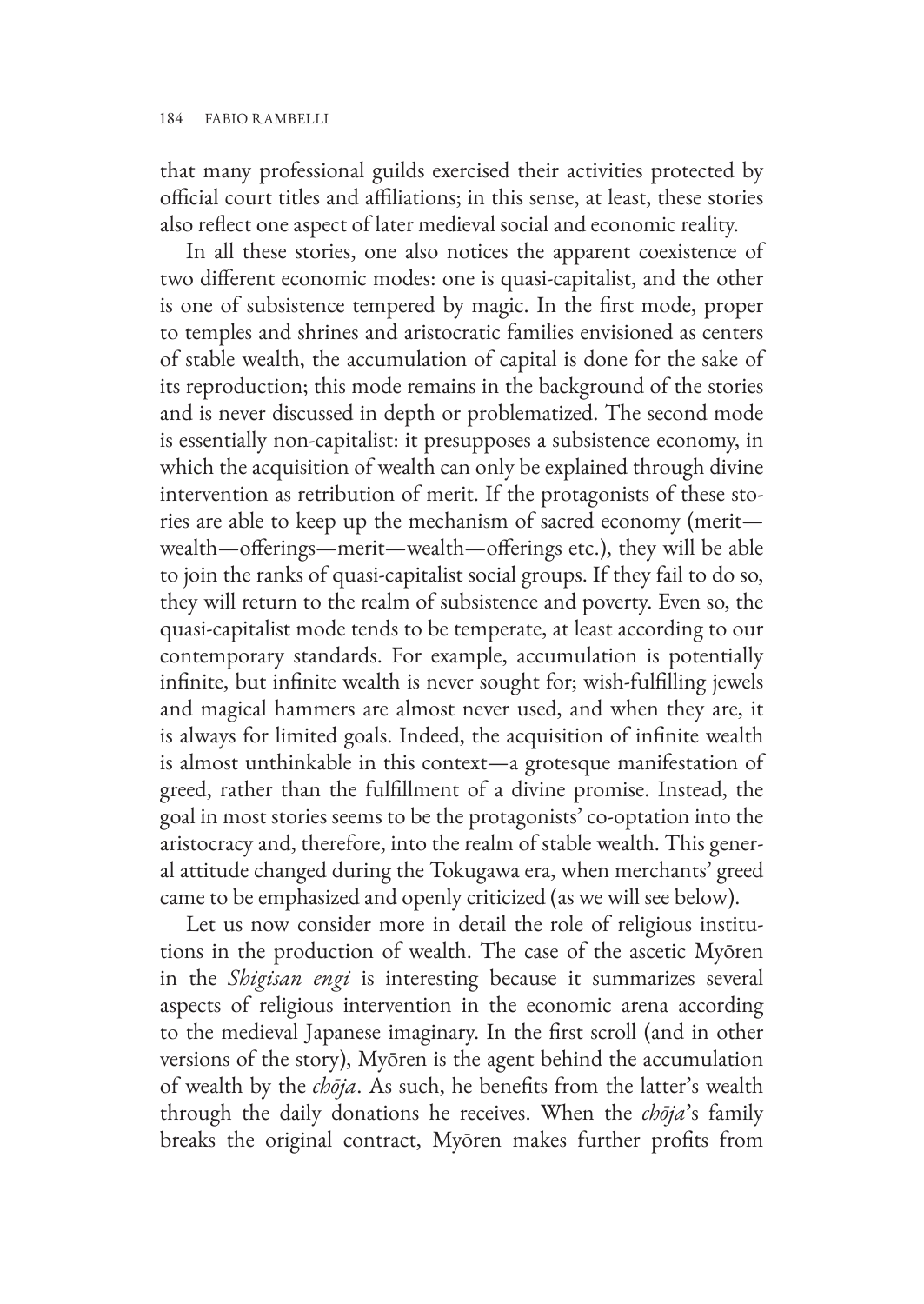that many professional guilds exercised their activities protected by official court titles and affiliations; in this sense, at least, these stories also reflect one aspect of later medieval social and economic reality.

In all these stories, one also notices the apparent coexistence of two different economic modes: one is quasi-capitalist, and the other is one of subsistence tempered by magic. In the first mode, proper to temples and shrines and aristocratic families envisioned as centers of stable wealth, the accumulation of capital is done for the sake of its reproduction; this mode remains in the background of the stories and is never discussed in depth or problematized. The second mode is essentially non-capitalist: it presupposes a subsistence economy, in which the acquisition of wealth can only be explained through divine intervention as retribution of merit. If the protagonists of these stories are able to keep up the mechanism of sacred economy (merit—wealth—offerings—merit—wealth—offerings etc.), they will be able to join the ranks of quasi-capitalist social groups. If they fail to do so, they will return to the realm of subsistence and poverty. Even so, the quasi-capitalist mode tends to be temperate, at least according to our contemporary standards. For example, accumulation is potentially infinite, but infinite wealth is never sought for; wish-fulfilling jewels and magical hammers are almost never used, and when they are, it is always for limited goals. Indeed, the acquisition of infinite wealth is almost unthinkable in this context—a grotesque manifestation of greed, rather than the fulfillment of a divine promise. Instead, the goal in most stories seems to be the protagonists' co-optation into the aristocracy and, therefore, into the realm of stable wealth. This general attitude changed during the Tokugawa era, when merchants' greed came to be emphasized and openly criticized (as we will see below).

Let us now consider more in detail the role of religious institutions in the production of wealth. The case of the ascetic Myōren in the *Shigisan engi* is interesting because it summarizes several aspects of religious intervention in the economic arena according to the medieval Japanese imaginary. In the first scroll (and in other versions of the story), Myōren is the agent behind the accumulation of wealth by the *chōja*. As such, he benefits from the latter's wealth through the daily donations he receives. When the *chōja*'s family breaks the original contract, Myōren makes further profits from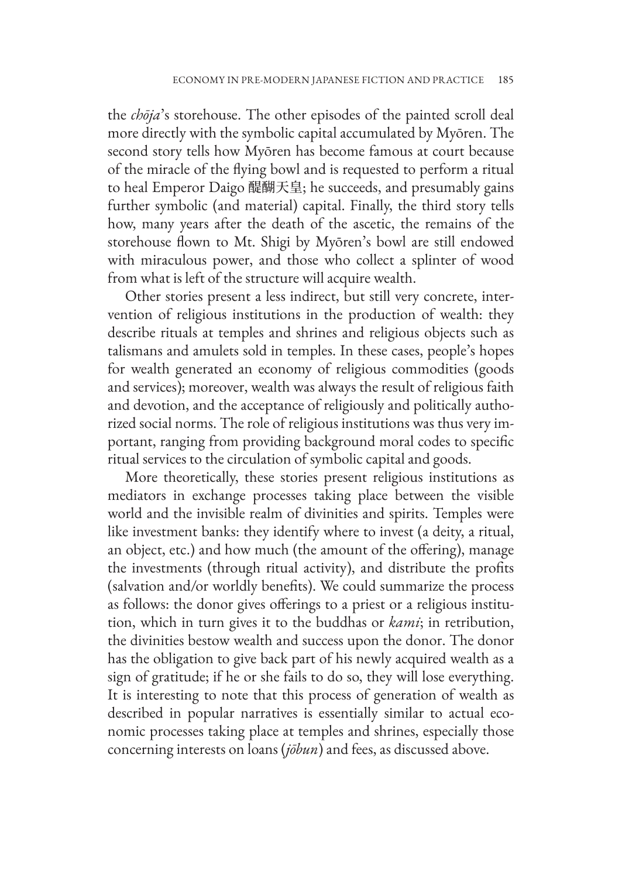the *chōja*'s storehouse. The other episodes of the painted scroll deal more directly with the symbolic capital accumulated by Myōren. The second story tells how Myōren has become famous at court because of the miracle of the flying bowl and is requested to perform a ritual to heal Emperor Daigo 醍醐天皇; he succeeds, and presumably gains further symbolic (and material) capital. Finally, the third story tells how, many years after the death of the ascetic, the remains of the storehouse flown to Mt. Shigi by Myōren's bowl are still endowed with miraculous power, and those who collect a splinter of wood from what is left of the structure will acquire wealth.

Other stories present a less indirect, but still very concrete, intervention of religious institutions in the production of wealth: they describe rituals at temples and shrines and religious objects such as talismans and amulets sold in temples. In these cases, people's hopes for wealth generated an economy of religious commodities (goods and services); moreover, wealth was always the result of religious faith and devotion, and the acceptance of religiously and politically authorized social norms. The role of religious institutions was thus very important, ranging from providing background moral codes to specific ritual services to the circulation of symbolic capital and goods.

More theoretically, these stories present religious institutions as mediators in exchange processes taking place between the visible world and the invisible realm of divinities and spirits. Temples were like investment banks: they identify where to invest (a deity, a ritual, an object, etc.) and how much (the amount of the offering), manage the investments (through ritual activity), and distribute the profits (salvation and/or worldly benefits). We could summarize the process as follows: the donor gives offerings to a priest or a religious institution, which in turn gives it to the buddhas or *kami*; in retribution, the divinities bestow wealth and success upon the donor. The donor has the obligation to give back part of his newly acquired wealth as a sign of gratitude; if he or she fails to do so, they will lose everything. It is interesting to note that this process of generation of wealth as described in popular narratives is essentially similar to actual economic processes taking place at temples and shrines, especially those concerning interests on loans (*jōbun*) and fees, as discussed above.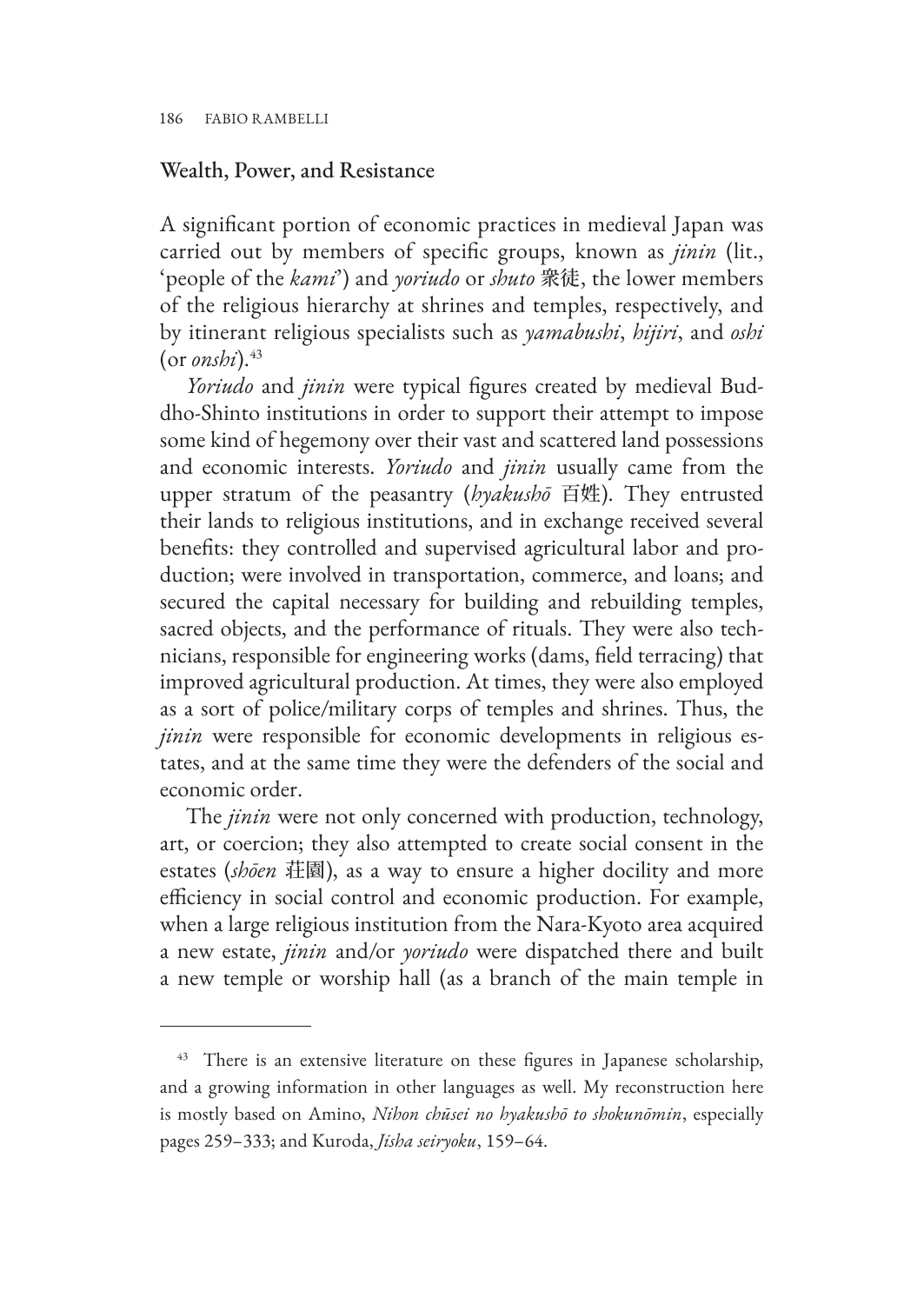## Wealth, Power, and Resistance

A significant portion of economic practices in medieval Japan was carried out by members of specific groups, known as *jinin* (lit., 'people of the *kami*') and *yoriudo* or *shuto* 衆徒, the lower members of the religious hierarchy at shrines and temples, respectively, and by itinerant religious specialists such as *yamabushi*, *hijiri*, and *oshi* (or *onshi*).[43]

*Yoriudo* and *jinin* were typical figures created by medieval Buddho-Shinto institutions in order to support their attempt to impose some kind of hegemony over their vast and scattered land possessions and economic interests. *Yoriudo* and *jinin* usually came from the upper stratum of the peasantry (*hyakushō* 百姓). They entrusted their lands to religious institutions, and in exchange received several benefits: they controlled and supervised agricultural labor and production; were involved in transportation, commerce, and loans; and secured the capital necessary for building and rebuilding temples, sacred objects, and the performance of rituals. They were also technicians, responsible for engineering works (dams, field terracing) that improved agricultural production. At times, they were also employed as a sort of police/military corps of temples and shrines. Thus, the *jinin* were responsible for economic developments in religious estates, and at the same time they were the defenders of the social and economic order.

The *jinin* were not only concerned with production, technology, art, or coercion; they also attempted to create social consent in the estates (*shōen* 荘園), as a way to ensure a higher docility and more efficiency in social control and economic production. For example, when a large religious institution from the Nara-Kyoto area acquired a new estate, *jinin* and/or *yoriudo* were dispatched there and built a new temple or worship hall (as a branch of the main temple in

---

[43] There is an extensive literature on these figures in Japanese scholarship, and a growing information in other languages as well. My reconstruction here is mostly based on Amino, *Nihon chūsei no hyakushō to shokunōmin*, especially pages 259–333; and Kuroda, *Jisha seiryoku*, 159–64.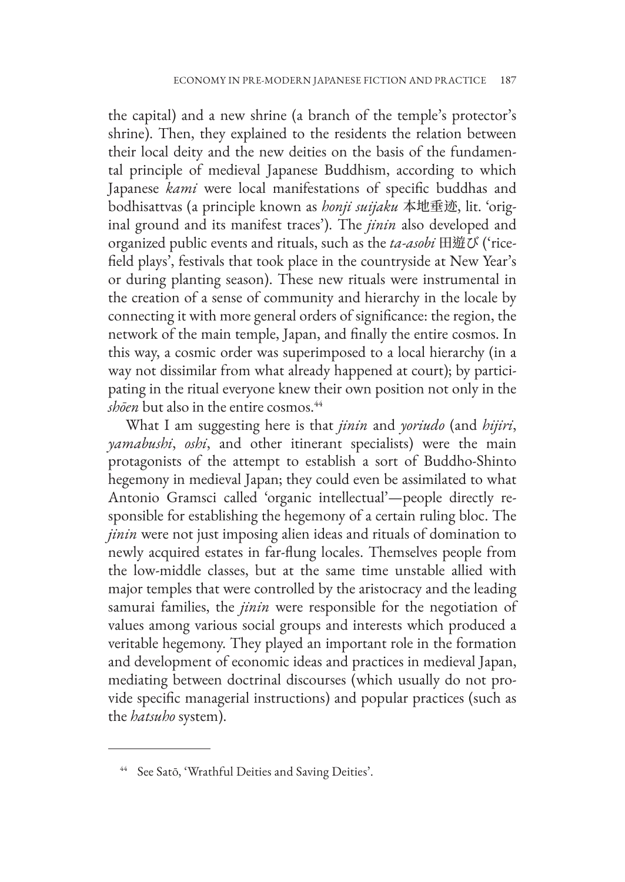the capital) and a new shrine (a branch of the temple's protector's shrine). Then, they explained to the residents the relation between their local deity and the new deities on the basis of the fundamental principle of medieval Japanese Buddhism, according to which Japanese *kami* were local manifestations of specific buddhas and bodhisattvas (a principle known as *honji suijaku* 本地垂迹, lit. 'original ground and its manifest traces'). The *jinin* also developed and organized public events and rituals, such as the *ta-asobi* 田遊び ('rice-field plays', festivals that took place in the countryside at New Year's or during planting season). These new rituals were instrumental in the creation of a sense of community and hierarchy in the locale by connecting it with more general orders of significance: the region, the network of the main temple, Japan, and finally the entire cosmos. In this way, a cosmic order was superimposed to a local hierarchy (in a way not dissimilar from what already happened at court); by participating in the ritual everyone knew their own position not only in the *shōen* but also in the entire cosmos.[44]

What I am suggesting here is that *jinin* and *yoriudo* (and *hijiri*, *yamabushi*, *oshi*, and other itinerant specialists) were the main protagonists of the attempt to establish a sort of Buddho-Shinto hegemony in medieval Japan; they could even be assimilated to what Antonio Gramsci called 'organic intellectual'—people directly responsible for establishing the hegemony of a certain ruling bloc. The *jinin* were not just imposing alien ideas and rituals of domination to newly acquired estates in far-flung locales. Themselves people from the low-middle classes, but at the same time unstable allied with major temples that were controlled by the aristocracy and the leading samurai families, the *jinin* were responsible for the negotiation of values among various social groups and interests which produced a veritable hegemony. They played an important role in the formation and development of economic ideas and practices in medieval Japan, mediating between doctrinal discourses (which usually do not provide specific managerial instructions) and popular practices (such as the *hatsuho* system).

---

[44] See Satō, 'Wrathful Deities and Saving Deities'.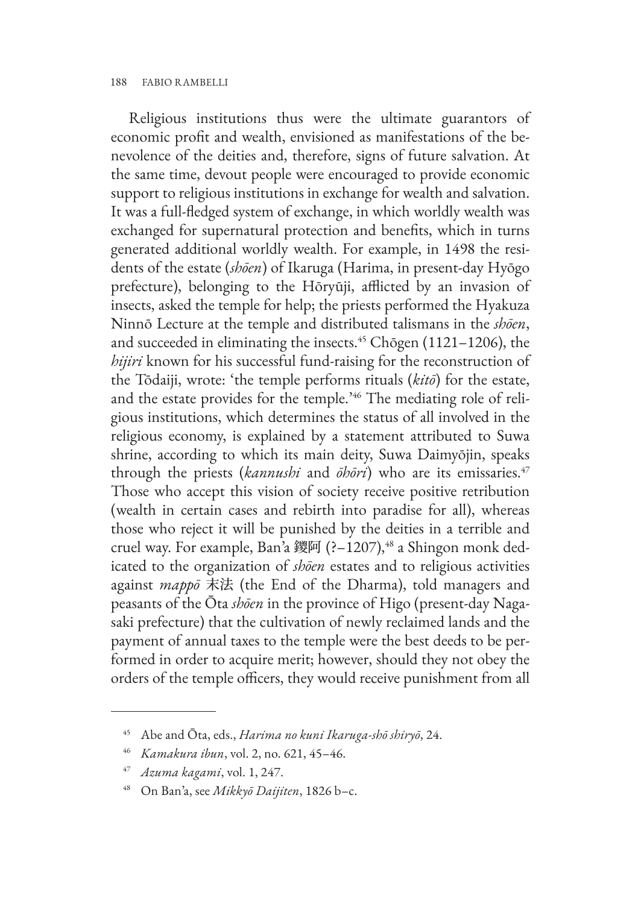Religious institutions thus were the ultimate guarantors of economic profit and wealth, envisioned as manifestations of the benevolence of the deities and, therefore, signs of future salvation. At the same time, devout people were encouraged to provide economic support to religious institutions in exchange for wealth and salvation. It was a full-fledged system of exchange, in which worldly wealth was exchanged for supernatural protection and benefits, which in turns generated additional worldly wealth. For example, in 1498 the residents of the estate (*shōen*) of Ikaruga (Harima, in present-day Hyōgo prefecture), belonging to the Hōryūji, afflicted by an invasion of insects, asked the temple for help; the priests performed the Hyakuza Ninnō Lecture at the temple and distributed talismans in the *shōen*, and succeeded in eliminating the insects.[45] Chōgen (1121–1206), the *hijiri* known for his successful fund-raising for the reconstruction of the Tōdaiji, wrote: 'the temple performs rituals (*kitō*) for the estate, and the estate provides for the temple.'[46] The mediating role of religious institutions, which determines the status of all involved in the religious economy, is explained by a statement attributed to Suwa shrine, according to which its main deity, Suwa Daimyōjin, speaks through the priests (*kannushi* and *ōhōri*) who are its emissaries.[47] Those who accept this vision of society receive positive retribution (wealth in certain cases and rebirth into paradise for all), whereas those who reject it will be punished by the deities in a terrible and cruel way. For example, Ban'a 鑁阿 (?–1207),[48] a Shingon monk dedicated to the organization of *shōen* estates and to religious activities against *mappō* 末法 (the End of the Dharma), told managers and peasants of the Ōta *shōen* in the province of Higo (present-day Nagasaki prefecture) that the cultivation of newly reclaimed lands and the payment of annual taxes to the temple were the best deeds to be performed in order to acquire merit; however, should they not obey the orders of the temple officers, they would receive punishment from all

---

[45] Abe and Ōta, eds., *Harima no kuni Ikaruga-shō shiryō*, 24.

[46] *Kamakura ibun*, vol. 2, no. 621, 45–46.

[47] *Azuma kagami*, vol. 1, 247.

[48] On Ban'a, see *Mikkyō Daijiten*, 1826 b–c.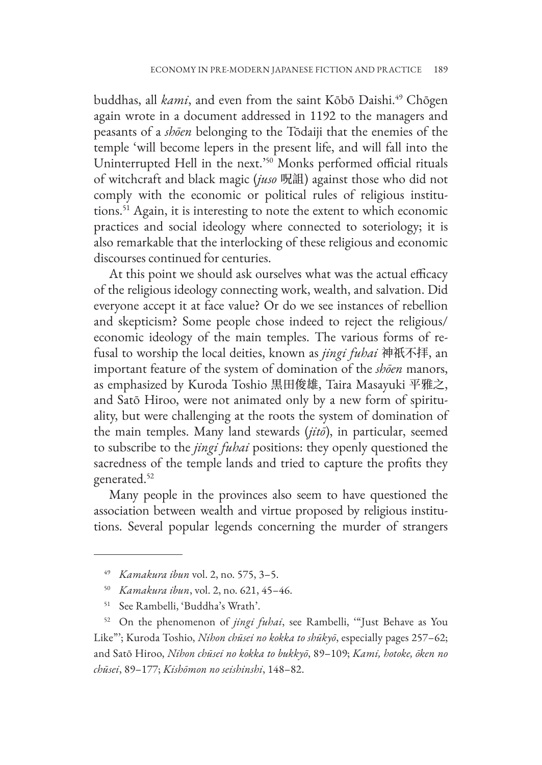buddhas, all *kami*, and even from the saint Kōbō Daishi.[49] Chōgen again wrote in a document addressed in 1192 to the managers and peasants of a *shōen* belonging to the Tōdaiji that the enemies of the temple 'will become lepers in the present life, and will fall into the Uninterrupted Hell in the next.'[50] Monks performed official rituals of witchcraft and black magic (*juso* 呪詛) against those who did not comply with the economic or political rules of religious institutions.[51] Again, it is interesting to note the extent to which economic practices and social ideology where connected to soteriology; it is also remarkable that the interlocking of these religious and economic discourses continued for centuries.

At this point we should ask ourselves what was the actual efficacy of the religious ideology connecting work, wealth, and salvation. Did everyone accept it at face value? Or do we see instances of rebellion and skepticism? Some people chose indeed to reject the religious/economic ideology of the main temples. The various forms of refusal to worship the local deities, known as *jingi fuhai* 神祇不拝, an important feature of the system of domination of the *shōen* manors, as emphasized by Kuroda Toshio 黒田俊雄, Taira Masayuki 平雅之, and Satō Hiroo, were not animated only by a new form of spirituality, but were challenging at the roots the system of domination of the main temples. Many land stewards (*jitō*), in particular, seemed to subscribe to the *jingi fuhai* positions: they openly questioned the sacredness of the temple lands and tried to capture the profits they generated.[52]

Many people in the provinces also seem to have questioned the association between wealth and virtue proposed by religious institutions. Several popular legends concerning the murder of strangers

---

[49] *Kamakura ibun* vol. 2, no. 575, 3–5.

[50] *Kamakura ibun*, vol. 2, no. 621, 45–46.

[51] See Rambelli, 'Buddha's Wrath'.

[52] On the phenomenon of *jingi fuhai*, see Rambelli, '"Just Behave as You Like"'; Kuroda Toshio, *Nihon chūsei no kokka to shūkyō*, especially pages 257–62; and Satō Hiroo, *Nihon chūsei no kokka to bukkyō*, 89–109; *Kami, hotoke, ōken no chūsei*, 89–177; *Kishōmon no seishinshi*, 148–82.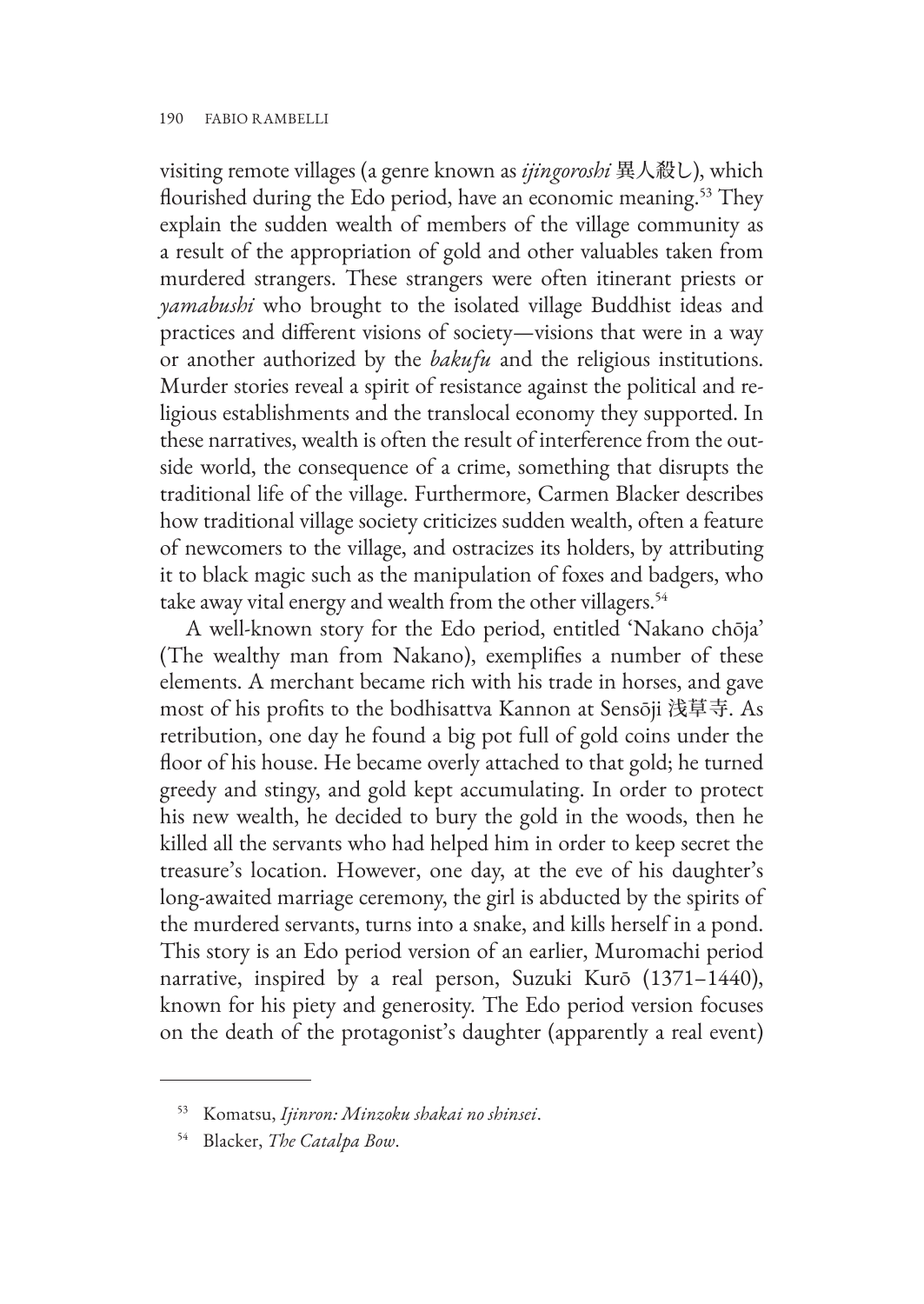visiting remote villages (a genre known as *ijingoroshi* 異人殺し), which flourished during the Edo period, have an economic meaning.[53] They explain the sudden wealth of members of the village community as a result of the appropriation of gold and other valuables taken from murdered strangers. These strangers were often itinerant priests or *yamabushi* who brought to the isolated village Buddhist ideas and practices and different visions of society—visions that were in a way or another authorized by the *bakufu* and the religious institutions. Murder stories reveal a spirit of resistance against the political and religious establishments and the translocal economy they supported. In these narratives, wealth is often the result of interference from the outside world, the consequence of a crime, something that disrupts the traditional life of the village. Furthermore, Carmen Blacker describes how traditional village society criticizes sudden wealth, often a feature of newcomers to the village, and ostracizes its holders, by attributing it to black magic such as the manipulation of foxes and badgers, who take away vital energy and wealth from the other villagers.[54]

A well-known story for the Edo period, entitled 'Nakano chōja' (The wealthy man from Nakano), exemplifies a number of these elements. A merchant became rich with his trade in horses, and gave most of his profits to the bodhisattva Kannon at Sensōji 浅草寺. As retribution, one day he found a big pot full of gold coins under the floor of his house. He became overly attached to that gold; he turned greedy and stingy, and gold kept accumulating. In order to protect his new wealth, he decided to bury the gold in the woods, then he killed all the servants who had helped him in order to keep secret the treasure's location. However, one day, at the eve of his daughter's long-awaited marriage ceremony, the girl is abducted by the spirits of the murdered servants, turns into a snake, and kills herself in a pond. This story is an Edo period version of an earlier, Muromachi period narrative, inspired by a real person, Suzuki Kurō (1371–1440), known for his piety and generosity. The Edo period version focuses on the death of the protagonist's daughter (apparently a real event)

---

[53] Komatsu, *Ijinron: Minzoku shakai no shinsei*.

[54] Blacker, *The Catalpa Bow*.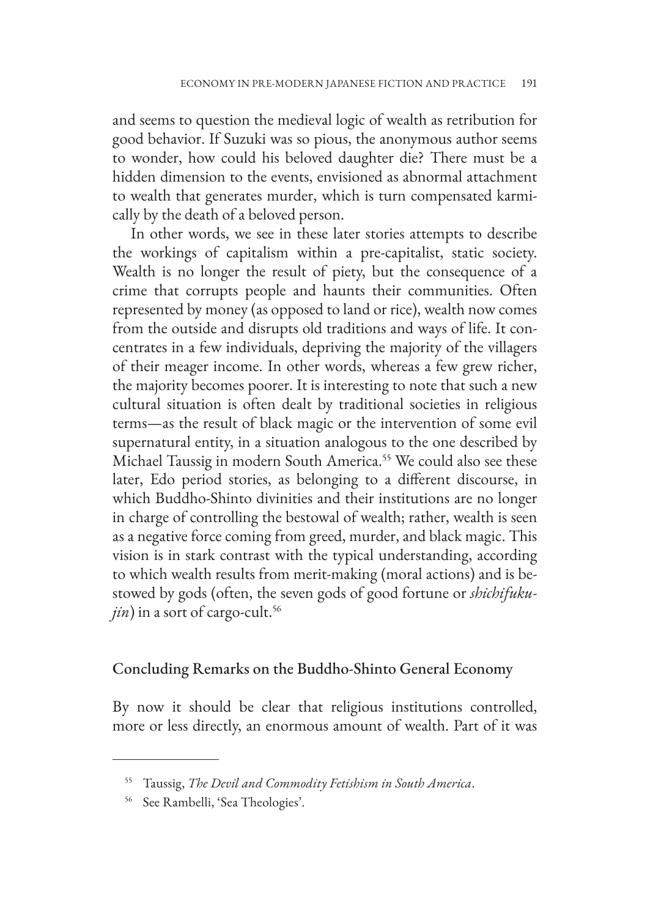and seems to question the medieval logic of wealth as retribution for good behavior. If Suzuki was so pious, the anonymous author seems to wonder, how could his beloved daughter die? There must be a hidden dimension to the events, envisioned as abnormal attachment to wealth that generates murder, which is turn compensated karmically by the death of a beloved person.

In other words, we see in these later stories attempts to describe the workings of capitalism within a pre-capitalist, static society. Wealth is no longer the result of piety, but the consequence of a crime that corrupts people and haunts their communities. Often represented by money (as opposed to land or rice), wealth now comes from the outside and disrupts old traditions and ways of life. It concentrates in a few individuals, depriving the majority of the villagers of their meager income. In other words, whereas a few grew richer, the majority becomes poorer. It is interesting to note that such a new cultural situation is often dealt by traditional societies in religious terms—as the result of black magic or the intervention of some evil supernatural entity, in a situation analogous to the one described by Michael Taussig in modern South America.[55] We could also see these later, Edo period stories, as belonging to a different discourse, in which Buddho-Shinto divinities and their institutions are no longer in charge of controlling the bestowal of wealth; rather, wealth is seen as a negative force coming from greed, murder, and black magic. This vision is in stark contrast with the typical understanding, according to which wealth results from merit-making (moral actions) and is bestowed by gods (often, the seven gods of good fortune or *shichifukujin*) in a sort of cargo-cult.[56]

## Concluding Remarks on the Buddho-Shinto General Economy

By now it should be clear that religious institutions controlled, more or less directly, an enormous amount of wealth. Part of it was

---

[55] Taussig, *The Devil and Commodity Fetishism in South America*.

[56] See Rambelli, 'Sea Theologies'.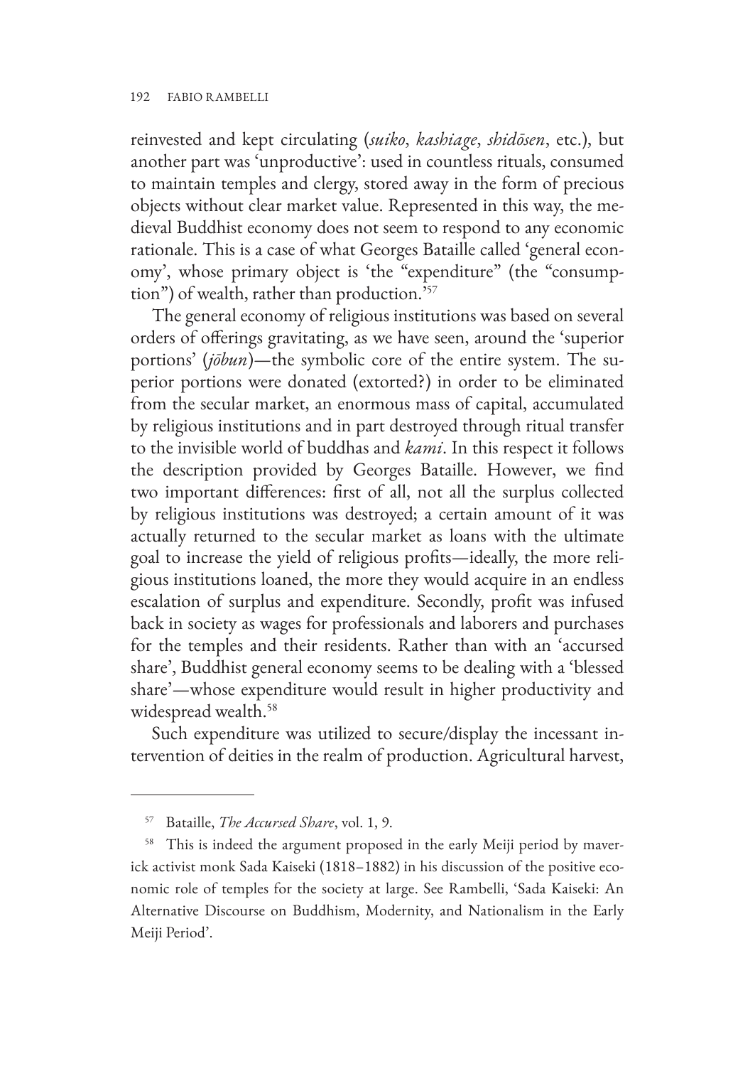reinvested and kept circulating (*suiko*, *kashiage*, *shidōsen*, etc.), but another part was 'unproductive': used in countless rituals, consumed to maintain temples and clergy, stored away in the form of precious objects without clear market value. Represented in this way, the medieval Buddhist economy does not seem to respond to any economic rationale. This is a case of what Georges Bataille called 'general economy', whose primary object is 'the "expenditure" (the "consumption") of wealth, rather than production.'[57]

The general economy of religious institutions was based on several orders of offerings gravitating, as we have seen, around the 'superior portions' (*jōbun*)—the symbolic core of the entire system. The superior portions were donated (extorted?) in order to be eliminated from the secular market, an enormous mass of capital, accumulated by religious institutions and in part destroyed through ritual transfer to the invisible world of buddhas and *kami*. In this respect it follows the description provided by Georges Bataille. However, we find two important differences: first of all, not all the surplus collected by religious institutions was destroyed; a certain amount of it was actually returned to the secular market as loans with the ultimate goal to increase the yield of religious profits—ideally, the more religious institutions loaned, the more they would acquire in an endless escalation of surplus and expenditure. Secondly, profit was infused back in society as wages for professionals and laborers and purchases for the temples and their residents. Rather than with an 'accursed share', Buddhist general economy seems to be dealing with a 'blessed share'—whose expenditure would result in higher productivity and widespread wealth.[58]

Such expenditure was utilized to secure/display the incessant intervention of deities in the realm of production. Agricultural harvest,

---

[57] Bataille, *The Accursed Share*, vol. 1, 9.

[58] This is indeed the argument proposed in the early Meiji period by maverick activist monk Sada Kaiseki (1818–1882) in his discussion of the positive economic role of temples for the society at large. See Rambelli, 'Sada Kaiseki: An Alternative Discourse on Buddhism, Modernity, and Nationalism in the Early Meiji Period'.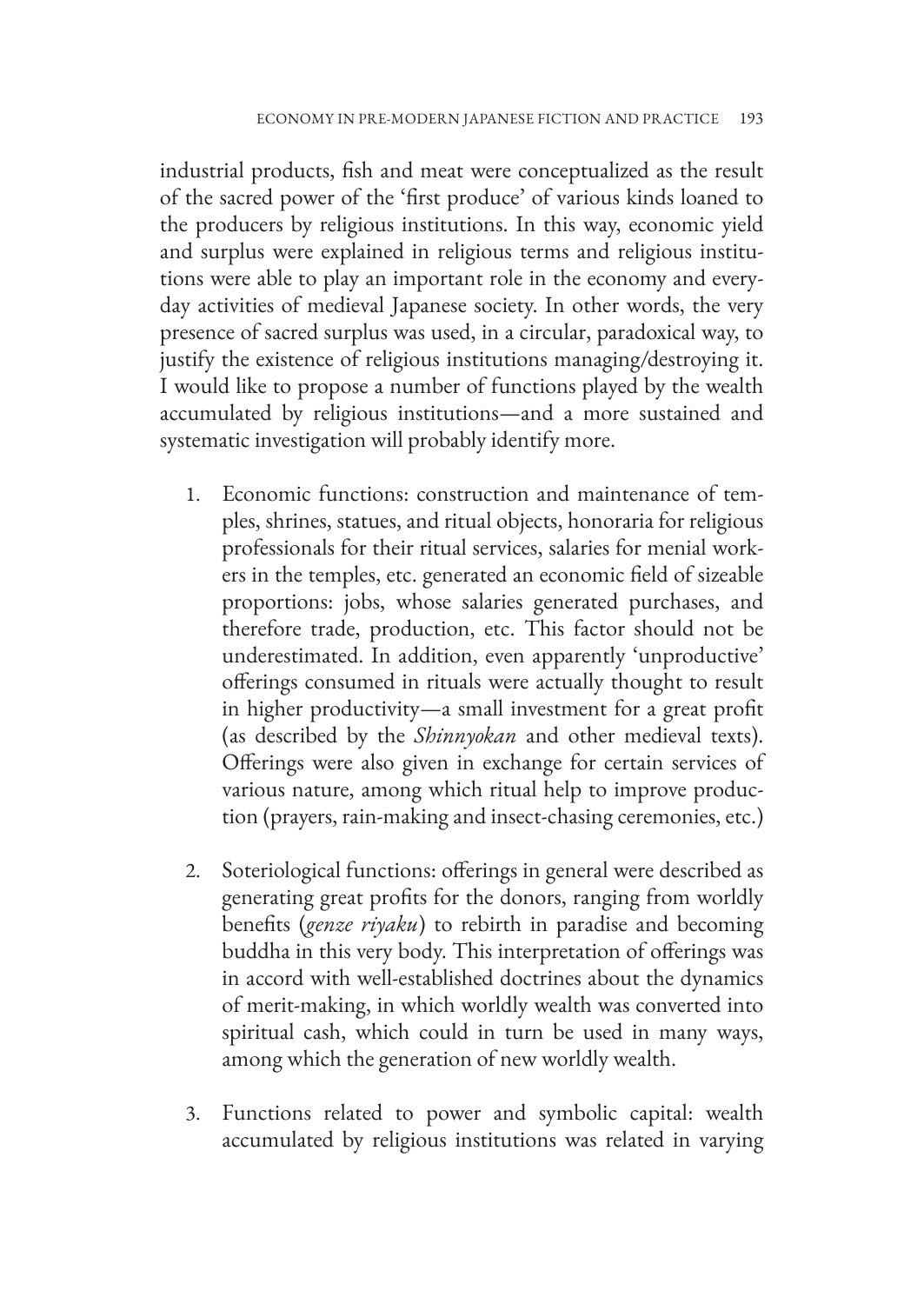industrial products, fish and meat were conceptualized as the result of the sacred power of the 'first produce' of various kinds loaned to the producers by religious institutions. In this way, economic yield and surplus were explained in religious terms and religious institutions were able to play an important role in the economy and everyday activities of medieval Japanese society. In other words, the very presence of sacred surplus was used, in a circular, paradoxical way, to justify the existence of religious institutions managing/destroying it. I would like to propose a number of functions played by the wealth accumulated by religious institutions—and a more sustained and systematic investigation will probably identify more.

1. Economic functions: construction and maintenance of temples, shrines, statues, and ritual objects, honoraria for religious professionals for their ritual services, salaries for menial workers in the temples, etc. generated an economic field of sizeable proportions: jobs, whose salaries generated purchases, and therefore trade, production, etc. This factor should not be underestimated. In addition, even apparently 'unproductive' offerings consumed in rituals were actually thought to result in higher productivity—a small investment for a great profit (as described by the *Shinnyokan* and other medieval texts). Offerings were also given in exchange for certain services of various nature, among which ritual help to improve production (prayers, rain-making and insect-chasing ceremonies, etc.)

2. Soteriological functions: offerings in general were described as generating great profits for the donors, ranging from worldly benefits (*genze riyaku*) to rebirth in paradise and becoming buddha in this very body. This interpretation of offerings was in accord with well-established doctrines about the dynamics of merit-making, in which worldly wealth was converted into spiritual cash, which could in turn be used in many ways, among which the generation of new worldly wealth.

3. Functions related to power and symbolic capital: wealth accumulated by religious institutions was related in varying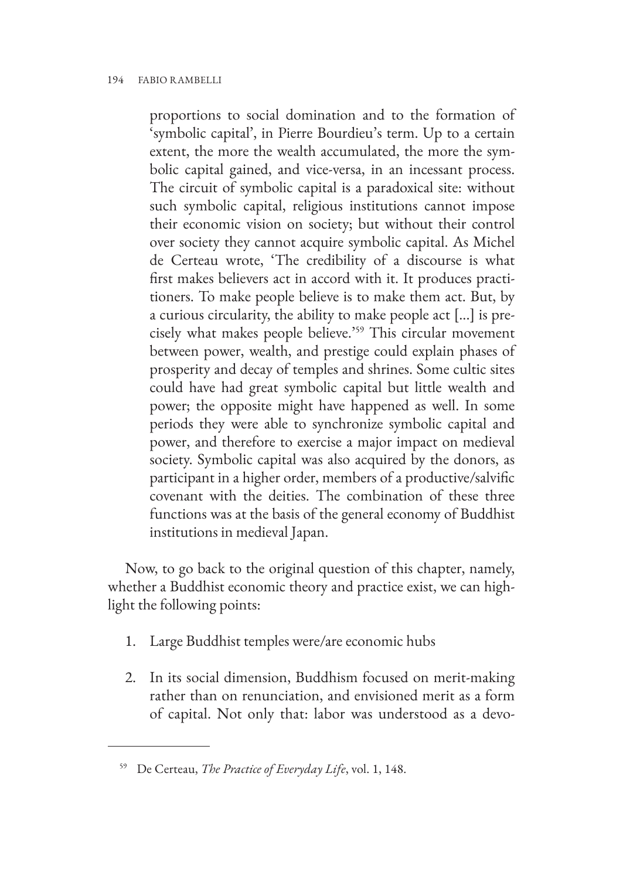proportions to social domination and to the formation of 'symbolic capital', in Pierre Bourdieu's term. Up to a certain extent, the more the wealth accumulated, the more the symbolic capital gained, and vice-versa, in an incessant process. The circuit of symbolic capital is a paradoxical site: without such symbolic capital, religious institutions cannot impose their economic vision on society; but without their control over society they cannot acquire symbolic capital. As Michel de Certeau wrote, 'The credibility of a discourse is what first makes believers act in accord with it. It produces practitioners. To make people believe is to make them act. But, by a curious circularity, the ability to make people act [...] is precisely what makes people believe.'[59] This circular movement between power, wealth, and prestige could explain phases of prosperity and decay of temples and shrines. Some cultic sites could have had great symbolic capital but little wealth and power; the opposite might have happened as well. In some periods they were able to synchronize symbolic capital and power, and therefore to exercise a major impact on medieval society. Symbolic capital was also acquired by the donors, as participant in a higher order, members of a productive/salvific covenant with the deities. The combination of these three functions was at the basis of the general economy of Buddhist institutions in medieval Japan.

Now, to go back to the original question of this chapter, namely, whether a Buddhist economic theory and practice exist, we can highlight the following points:

1. Large Buddhist temples were/are economic hubs
2. In its social dimension, Buddhism focused on merit-making rather than on renunciation, and envisioned merit as a form of capital. Not only that: labor was understood as a devo-

[59] De Certeau, *The Practice of Everyday Life*, vol. 1, 148.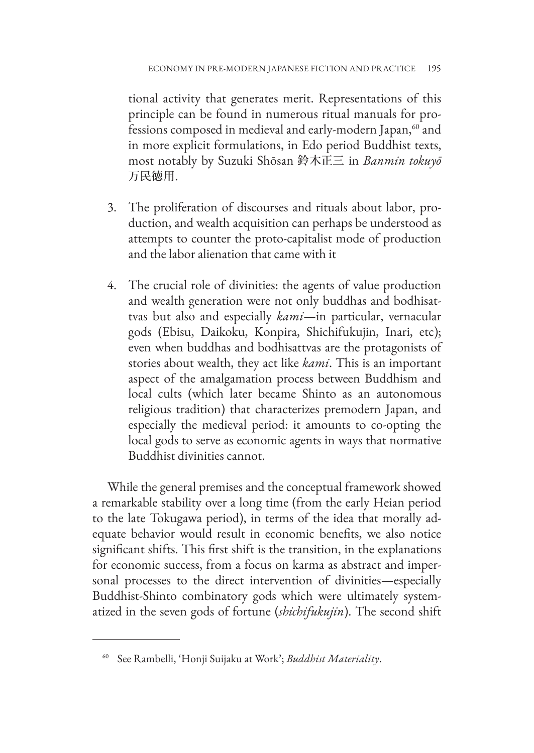tional activity that generates merit. Representations of this principle can be found in numerous ritual manuals for professions composed in medieval and early-modern Japan,[60] and in more explicit formulations, in Edo period Buddhist texts, most notably by Suzuki Shōsan 鈴木正三 in *Banmin tokuyō* 万民徳用.

3. The proliferation of discourses and rituals about labor, production, and wealth acquisition can perhaps be understood as attempts to counter the proto-capitalist mode of production and the labor alienation that came with it

4. The crucial role of divinities: the agents of value production and wealth generation were not only buddhas and bodhisattvas but also and especially *kami*—in particular, vernacular gods (Ebisu, Daikoku, Konpira, Shichifukujin, Inari, etc); even when buddhas and bodhisattvas are the protagonists of stories about wealth, they act like *kami*. This is an important aspect of the amalgamation process between Buddhism and local cults (which later became Shinto as an autonomous religious tradition) that characterizes premodern Japan, and especially the medieval period: it amounts to co-opting the local gods to serve as economic agents in ways that normative Buddhist divinities cannot.

While the general premises and the conceptual framework showed a remarkable stability over a long time (from the early Heian period to the late Tokugawa period), in terms of the idea that morally adequate behavior would result in economic benefits, we also notice significant shifts. This first shift is the transition, in the explanations for economic success, from a focus on karma as abstract and impersonal processes to the direct intervention of divinities—especially Buddhist-Shinto combinatory gods which were ultimately systematized in the seven gods of fortune (*shichifukujin*). The second shift

---

[60] See Rambelli, 'Honji Suijaku at Work'; *Buddhist Materiality*.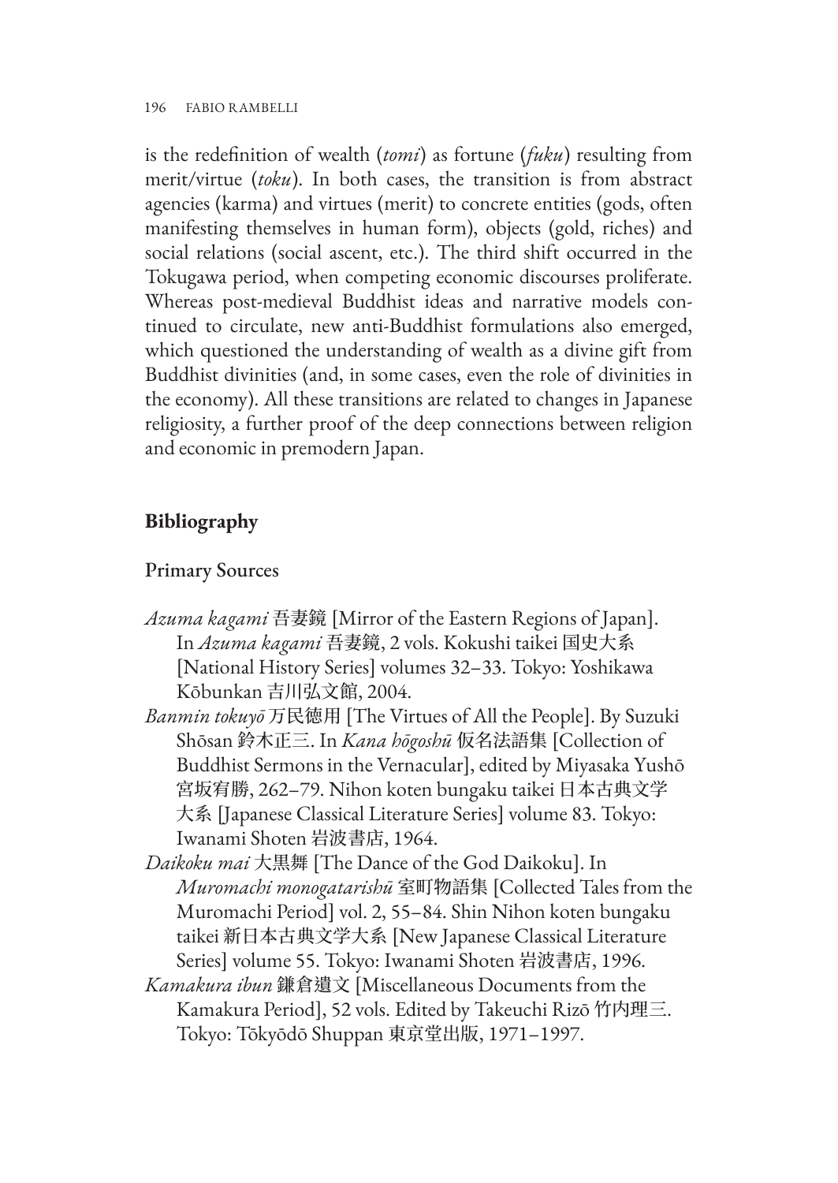is the redefinition of wealth (*tomi*) as fortune (*fuku*) resulting from merit/virtue (*toku*). In both cases, the transition is from abstract agencies (karma) and virtues (merit) to concrete entities (gods, often manifesting themselves in human form), objects (gold, riches) and social relations (social ascent, etc.). The third shift occurred in the Tokugawa period, when competing economic discourses proliferate. Whereas post-medieval Buddhist ideas and narrative models continued to circulate, new anti-Buddhist formulations also emerged, which questioned the understanding of wealth as a divine gift from Buddhist divinities (and, in some cases, even the role of divinities in the economy). All these transitions are related to changes in Japanese religiosity, a further proof of the deep connections between religion and economic in premodern Japan.

## Bibliography

### Primary Sources

*Azuma kagami* 吾妻鏡 [Mirror of the Eastern Regions of Japan]. In *Azuma kagami* 吾妻鏡, 2 vols. Kokushi taikei 国史大系 [National History Series] volumes 32–33. Tokyo: Yoshikawa Kōbunkan 吉川弘文館, 2004.

*Banmin tokuyō* 万民徳用 [The Virtues of All the People]. By Suzuki Shōsan 鈴木正三. In *Kana hōgoshū* 仮名法語集 [Collection of Buddhist Sermons in the Vernacular], edited by Miyasaka Yushō 宮坂宥勝, 262–79. Nihon koten bungaku taikei 日本古典文学大系 [Japanese Classical Literature Series] volume 83. Tokyo: Iwanami Shoten 岩波書店, 1964.

*Daikoku mai* 大黒舞 [The Dance of the God Daikoku]. In *Muromachi monogatarishū* 室町物語集 [Collected Tales from the Muromachi Period] vol. 2, 55–84. Shin Nihon koten bungaku taikei 新日本古典文学大系 [New Japanese Classical Literature Series] volume 55. Tokyo: Iwanami Shoten 岩波書店, 1996.

*Kamakura ibun* 鎌倉遺文 [Miscellaneous Documents from the Kamakura Period], 52 vols. Edited by Takeuchi Rizō 竹内理三. Tokyo: Tōkyōdō Shuppan 東京堂出版, 1971–1997.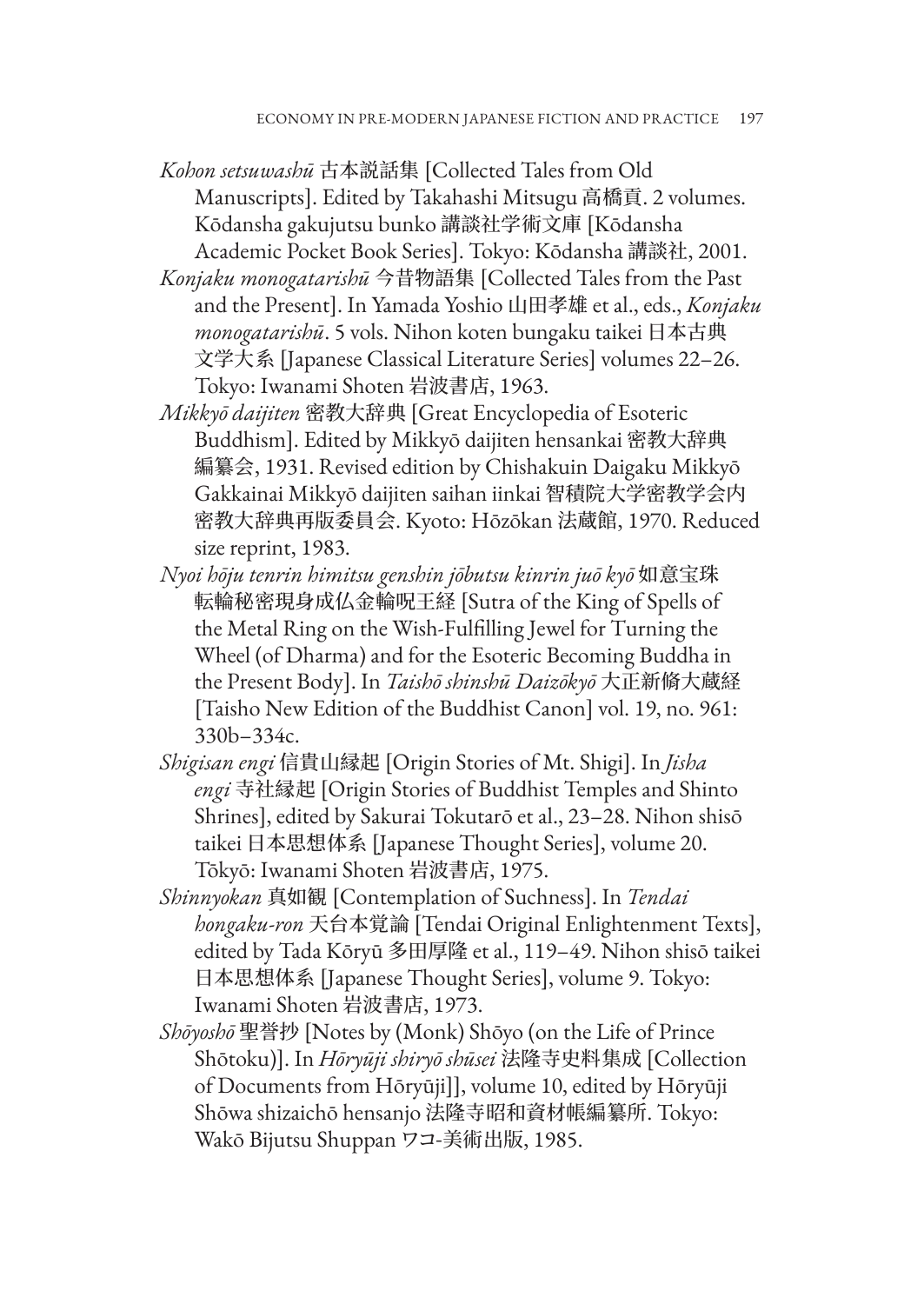*Kohon setsuwashū* 古本説話集 [Collected Tales from Old Manuscripts]. Edited by Takahashi Mitsugu 高橋貢. 2 volumes. Kōdansha gakujutsu bunko 講談社学術文庫 [Kōdansha Academic Pocket Book Series]. Tokyo: Kōdansha 講談社, 2001.

*Konjaku monogatarishū* 今昔物語集 [Collected Tales from the Past and the Present]. In Yamada Yoshio 山田孝雄 et al., eds., *Konjaku monogatarishū*. 5 vols. Nihon koten bungaku taikei 日本古典文学大系 [Japanese Classical Literature Series] volumes 22–26. Tokyo: Iwanami Shoten 岩波書店, 1963.

*Mikkyō daijiten* 密教大辞典 [Great Encyclopedia of Esoteric Buddhism]. Edited by Mikkyō daijiten hensankai 密教大辞典編纂会, 1931. Revised edition by Chishakuin Daigaku Mikkyō Gakkainai Mikkyō daijiten saihan iinkai 智積院大学密教学会内密教大辞典再版委員会. Kyoto: Hōzōkan 法蔵館, 1970. Reduced size reprint, 1983.

*Nyoi hōju tenrin himitsu genshin jōbutsu kinrin juō kyō* 如意宝珠転輪秘密現身成仏金輪呪王経 [Sutra of the King of Spells of the Metal Ring on the Wish-Fulfilling Jewel for Turning the Wheel (of Dharma) and for the Esoteric Becoming Buddha in the Present Body]. In *Taishō shinshū Daizōkyō* 大正新脩大蔵経 [Taisho New Edition of the Buddhist Canon] vol. 19, no. 961: 330b–334c.

*Shigisan engi* 信貴山縁起 [Origin Stories of Mt. Shigi]. In *Jisha engi* 寺社縁起 [Origin Stories of Buddhist Temples and Shinto Shrines], edited by Sakurai Tokutarō et al., 23–28. Nihon shisō taikei 日本思想体系 [Japanese Thought Series], volume 20. Tōkyō: Iwanami Shoten 岩波書店, 1975.

*Shinnyokan* 真如観 [Contemplation of Suchness]. In *Tendai hongaku-ron* 天台本覚論 [Tendai Original Enlightenment Texts], edited by Tada Kōryū 多田厚隆 et al., 119–49. Nihon shisō taikei 日本思想体系 [Japanese Thought Series], volume 9. Tokyo: Iwanami Shoten 岩波書店, 1973.

*Shōyoshō* 聖誉抄 [Notes by (Monk) Shōyo (on the Life of Prince Shōtoku)]. In *Hōryūji shiryō shūsei* 法隆寺史料集成 [Collection of Documents from Hōryūji]], volume 10, edited by Hōryūji Shōwa shizaichō hensanjo 法隆寺昭和資材帳編纂所. Tokyo: Wakō Bijutsu Shuppan ワコ-美術出版, 1985.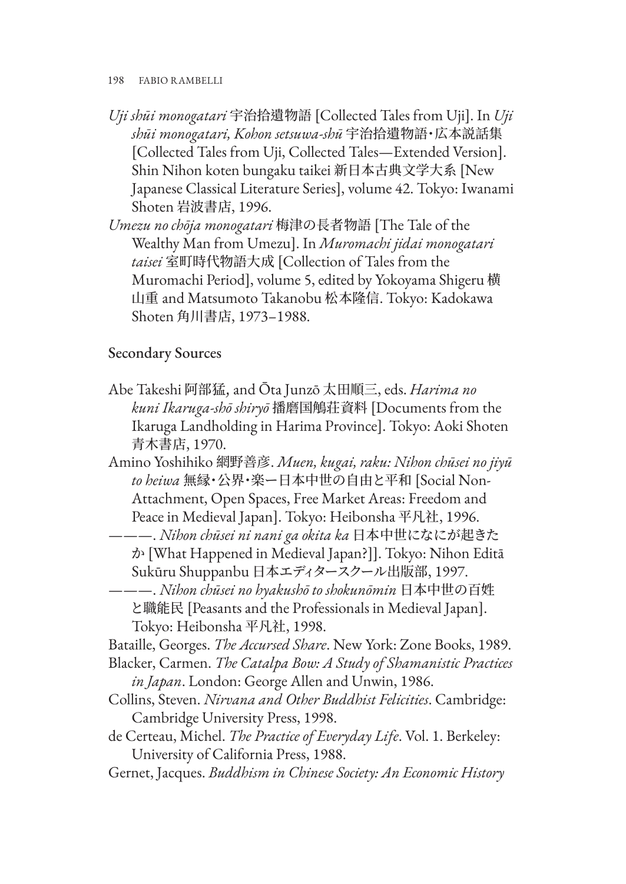*Uji shūi monogatari* 宇治拾遺物語 [Collected Tales from Uji]. In *Uji shūi monogatari, Kohon setsuwa-shū* 宇治拾遺物語・広本説話集 [Collected Tales from Uji, Collected Tales—Extended Version]. Shin Nihon koten bungaku taikei 新日本古典文学大系 [New Japanese Classical Literature Series], volume 42. Tokyo: Iwanami Shoten 岩波書店, 1996.

*Umezu no chōja monogatari* 梅津の長者物語 [The Tale of the Wealthy Man from Umezu]. In *Muromachi jidai monogatari taisei* 室町時代物語大成 [Collection of Tales from the Muromachi Period], volume 5, edited by Yokoyama Shigeru 横山重 and Matsumoto Takanobu 松本隆信. Tokyo: Kadokawa Shoten 角川書店, 1973–1988.

## Secondary Sources

Abe Takeshi 阿部猛, and Ōta Junzō 太田順三, eds. *Harima no kuni Ikaruga-shō shiryō* 播磨国鵤荘資料 [Documents from the Ikaruga Landholding in Harima Province]. Tokyo: Aoki Shoten 青木書店, 1970.

Amino Yoshihiko 網野善彦. *Muen, kugai, raku: Nihon chūsei no jiyū to heiwa* 無縁・公界・楽ー日本中世の自由と平和 [Social Non-Attachment, Open Spaces, Free Market Areas: Freedom and Peace in Medieval Japan]. Tokyo: Heibonsha 平凡社, 1996.

———. *Nihon chūsei ni nani ga okita ka* 日本中世になにが起きたか [What Happened in Medieval Japan?]]. Tokyo: Nihon Editā Sukūru Shuppanbu 日本エディタースクール出版部, 1997.

———. *Nihon chūsei no hyakushō to shokunōmin* 日本中世の百姓と職能民 [Peasants and the Professionals in Medieval Japan]. Tokyo: Heibonsha 平凡社, 1998.

Bataille, Georges. *The Accursed Share*. New York: Zone Books, 1989.

Blacker, Carmen. *The Catalpa Bow: A Study of Shamanistic Practices in Japan*. London: George Allen and Unwin, 1986.

Collins, Steven. *Nirvana and Other Buddhist Felicities*. Cambridge: Cambridge University Press, 1998.

de Certeau, Michel. *The Practice of Everyday Life*. Vol. 1. Berkeley: University of California Press, 1988.

Gernet, Jacques. *Buddhism in Chinese Society: An Economic History*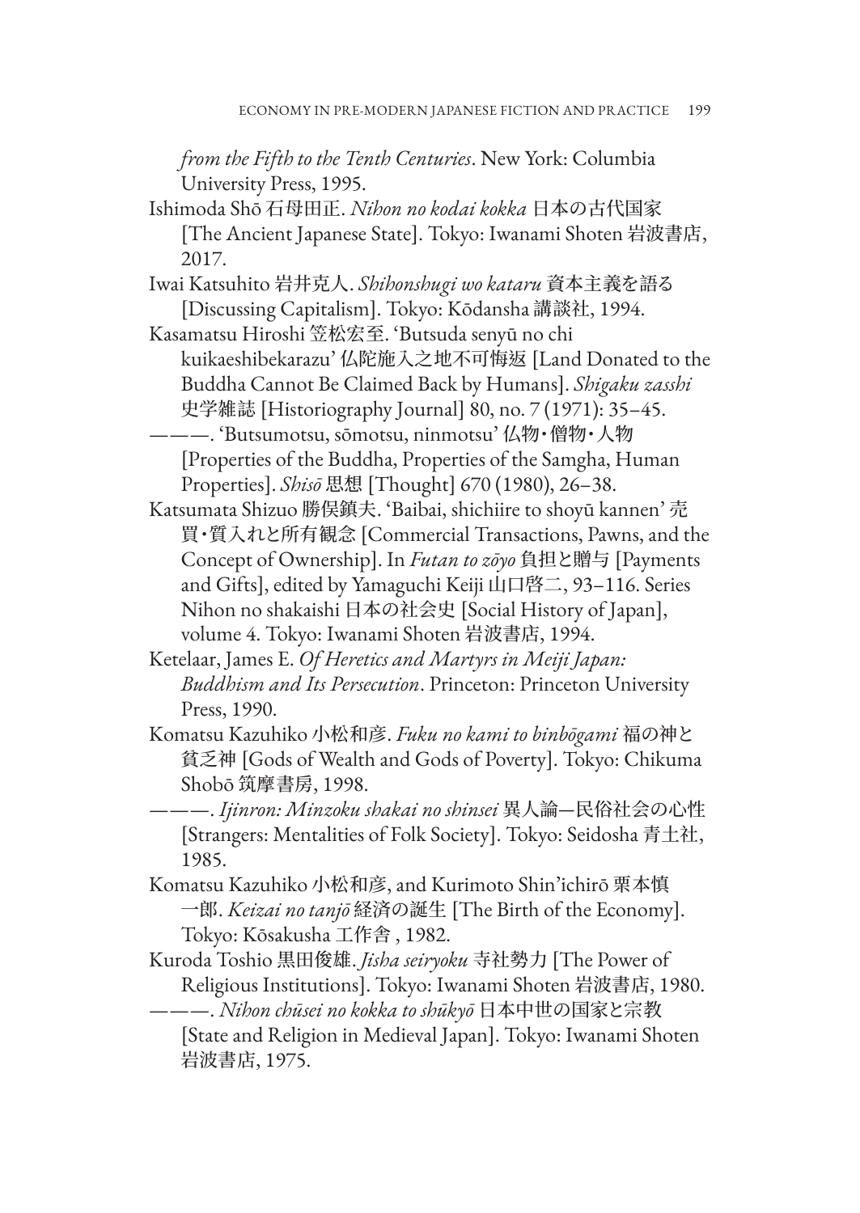*from the Fifth to the Tenth Centuries*. New York: Columbia University Press, 1995.

Ishimoda Shō 石母田正. *Nihon no kodai kokka* 日本の古代国家 [The Ancient Japanese State]. Tokyo: Iwanami Shoten 岩波書店, 2017.

Iwai Katsuhito 岩井克人. *Shihonshugi wo kataru* 資本主義を語る [Discussing Capitalism]. Tokyo: Kōdansha 講談社, 1994.

Kasamatsu Hiroshi 笠松宏至. 'Butsuda senyū no chi kuikaeshibekarazu' 仏陀施入之地不可悔返 [Land Donated to the Buddha Cannot Be Claimed Back by Humans]. *Shigaku zasshi* 史学雑誌 [Historiography Journal] 80, no. 7 (1971): 35–45.

———. 'Butsumotsu, sōmotsu, ninmotsu' 仏物・僧物・人物 [Properties of the Buddha, Properties of the Samgha, Human Properties]. *Shisō* 思想 [Thought] 670 (1980), 26–38.

Katsumata Shizuo 勝俣鎮夫. 'Baibai, shichiire to shoyū kannen' 売買・質入れと所有観念 [Commercial Transactions, Pawns, and the Concept of Ownership]. In *Futan to zōyo* 負担と贈与 [Payments and Gifts], edited by Yamaguchi Keiji 山口啓二, 93–116. Series Nihon no shakaishi 日本の社会史 [Social History of Japan], volume 4. Tokyo: Iwanami Shoten 岩波書店, 1994.

Ketelaar, James E. *Of Heretics and Martyrs in Meiji Japan: Buddhism and Its Persecution*. Princeton: Princeton University Press, 1990.

Komatsu Kazuhiko 小松和彦. *Fuku no kami to binbōgami* 福の神と貧乏神 [Gods of Wealth and Gods of Poverty]. Tokyo: Chikuma Shobō 筑摩書房, 1998.

———. *Ijinron: Minzoku shakai no shinsei* 異人論—民俗社会の心性 [Strangers: Mentalities of Folk Society]. Tokyo: Seidosha 青土社, 1985.

Komatsu Kazuhiko 小松和彦, and Kurimoto Shin'ichirō 栗本慎一郎. *Keizai no tanjō* 経済の誕生 [The Birth of the Economy]. Tokyo: Kōsakusha 工作舎 , 1982.

Kuroda Toshio 黒田俊雄. *Jisha seiryoku* 寺社勢力 [The Power of Religious Institutions]. Tokyo: Iwanami Shoten 岩波書店, 1980.

———. *Nihon chūsei no kokka to shūkyō* 日本中世の国家と宗教 [State and Religion in Medieval Japan]. Tokyo: Iwanami Shoten 岩波書店, 1975.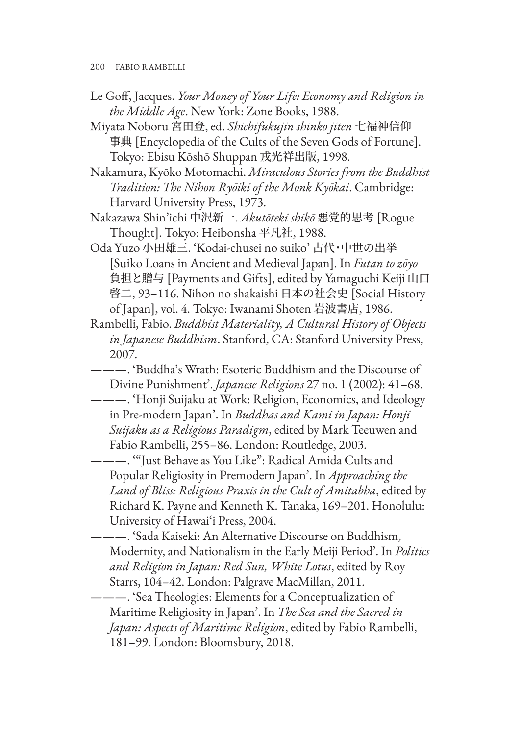Le Goff, Jacques. *Your Money of Your Life: Economy and Religion in the Middle Age*. New York: Zone Books, 1988.

Miyata Noboru 宮田登, ed. *Shichifukujin shinkō jiten* 七福神信仰事典 [Encyclopedia of the Cults of the Seven Gods of Fortune]. Tokyo: Ebisu Kōshō Shuppan 戎光祥出版, 1998.

Nakamura, Kyōko Motomachi. *Miraculous Stories from the Buddhist Tradition: The Nihon Ryōiki of the Monk Kyōkai*. Cambridge: Harvard University Press, 1973.

Nakazawa Shin'ichi 中沢新一. *Akutōteki shikō* 悪党的思考 [Rogue Thought]. Tokyo: Heibonsha 平凡社, 1988.

Oda Yūzō 小田雄三. 'Kodai-chūsei no suiko' 古代・中世の出挙 [Suiko Loans in Ancient and Medieval Japan]. In *Futan to zōyo* 負担と贈与 [Payments and Gifts], edited by Yamaguchi Keiji 山口啓二, 93–116. Nihon no shakaishi 日本の社会史 [Social History of Japan], vol. 4. Tokyo: Iwanami Shoten 岩波書店, 1986.

Rambelli, Fabio. *Buddhist Materiality, A Cultural History of Objects in Japanese Buddhism*. Stanford, CA: Stanford University Press, 2007.

———. 'Buddha's Wrath: Esoteric Buddhism and the Discourse of Divine Punishment'. *Japanese Religions* 27 no. 1 (2002): 41–68.

———. 'Honji Suijaku at Work: Religion, Economics, and Ideology in Pre-modern Japan'. In *Buddhas and Kami in Japan: Honji Suijaku as a Religious Paradigm*, edited by Mark Teeuwen and Fabio Rambelli, 255–86. London: Routledge, 2003.

———. '"Just Behave as You Like": Radical Amida Cults and Popular Religiosity in Premodern Japan'. In *Approaching the Land of Bliss: Religious Praxis in the Cult of Amitabha*, edited by Richard K. Payne and Kenneth K. Tanaka, 169–201. Honolulu: University of Hawai'i Press, 2004.

———. 'Sada Kaiseki: An Alternative Discourse on Buddhism, Modernity, and Nationalism in the Early Meiji Period'. In *Politics and Religion in Japan: Red Sun, White Lotus*, edited by Roy Starrs, 104–42. London: Palgrave MacMillan, 2011.

———. 'Sea Theologies: Elements for a Conceptualization of Maritime Religiosity in Japan'. In *The Sea and the Sacred in Japan: Aspects of Maritime Religion*, edited by Fabio Rambelli, 181–99. London: Bloomsbury, 2018.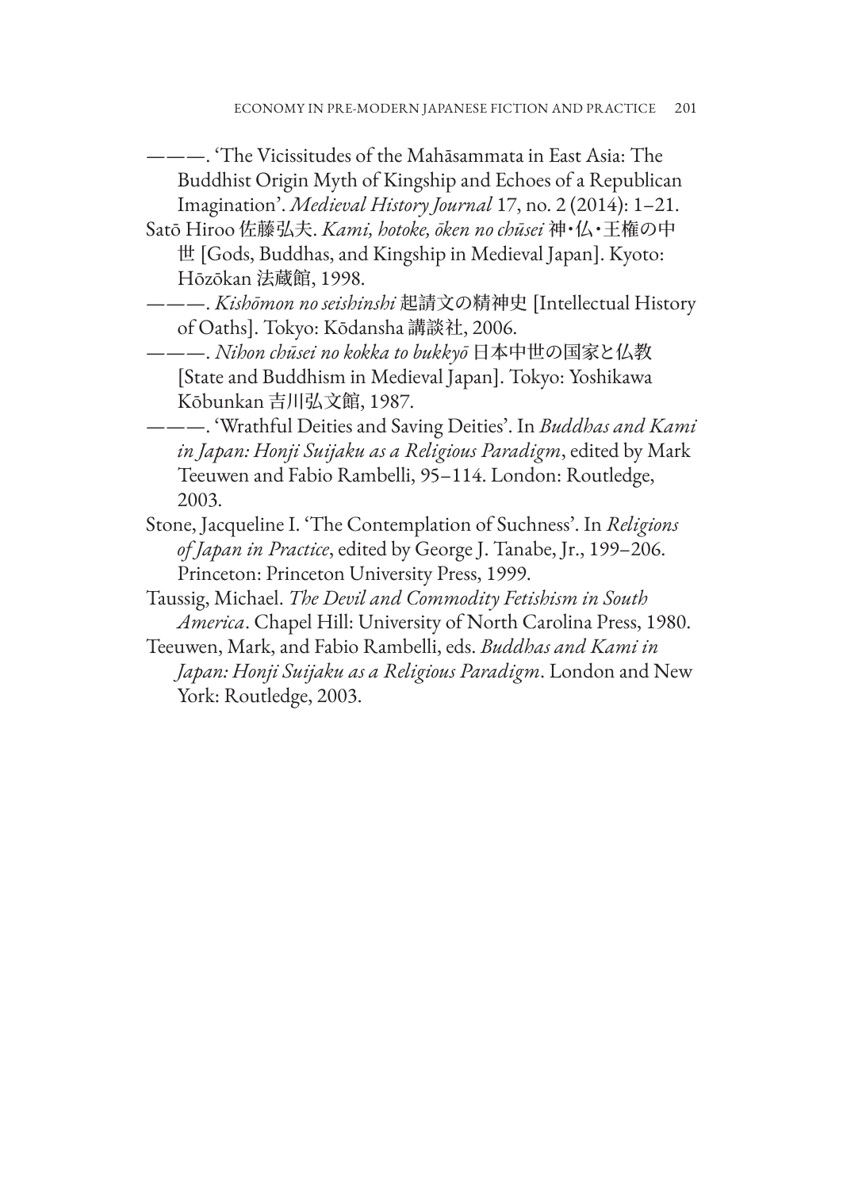———. 'The Vicissitudes of the Mahāsammata in East Asia: The Buddhist Origin Myth of Kingship and Echoes of a Republican Imagination'. *Medieval History Journal* 17, no. 2 (2014): 1–21.

Satō Hiroo 佐藤弘夫. *Kami, hotoke, ōken no chūsei* 神・仏・王権の中世 [Gods, Buddhas, and Kingship in Medieval Japan]. Kyoto: Hōzōkan 法蔵館, 1998.

———. *Kishōmon no seishinshi* 起請文の精神史 [Intellectual History of Oaths]. Tokyo: Kōdansha 講談社, 2006.

———. *Nihon chūsei no kokka to bukkyō* 日本中世の国家と仏教 [State and Buddhism in Medieval Japan]. Tokyo: Yoshikawa Kōbunkan 吉川弘文館, 1987.

———. 'Wrathful Deities and Saving Deities'. In *Buddhas and Kami in Japan: Honji Suijaku as a Religious Paradigm*, edited by Mark Teeuwen and Fabio Rambelli, 95–114. London: Routledge, 2003.

Stone, Jacqueline I. 'The Contemplation of Suchness'. In *Religions of Japan in Practice*, edited by George J. Tanabe, Jr., 199–206. Princeton: Princeton University Press, 1999.

Taussig, Michael. *The Devil and Commodity Fetishism in South America*. Chapel Hill: University of North Carolina Press, 1980.

Teeuwen, Mark, and Fabio Rambelli, eds. *Buddhas and Kami in Japan: Honji Suijaku as a Religious Paradigm*. London and New York: Routledge, 2003.